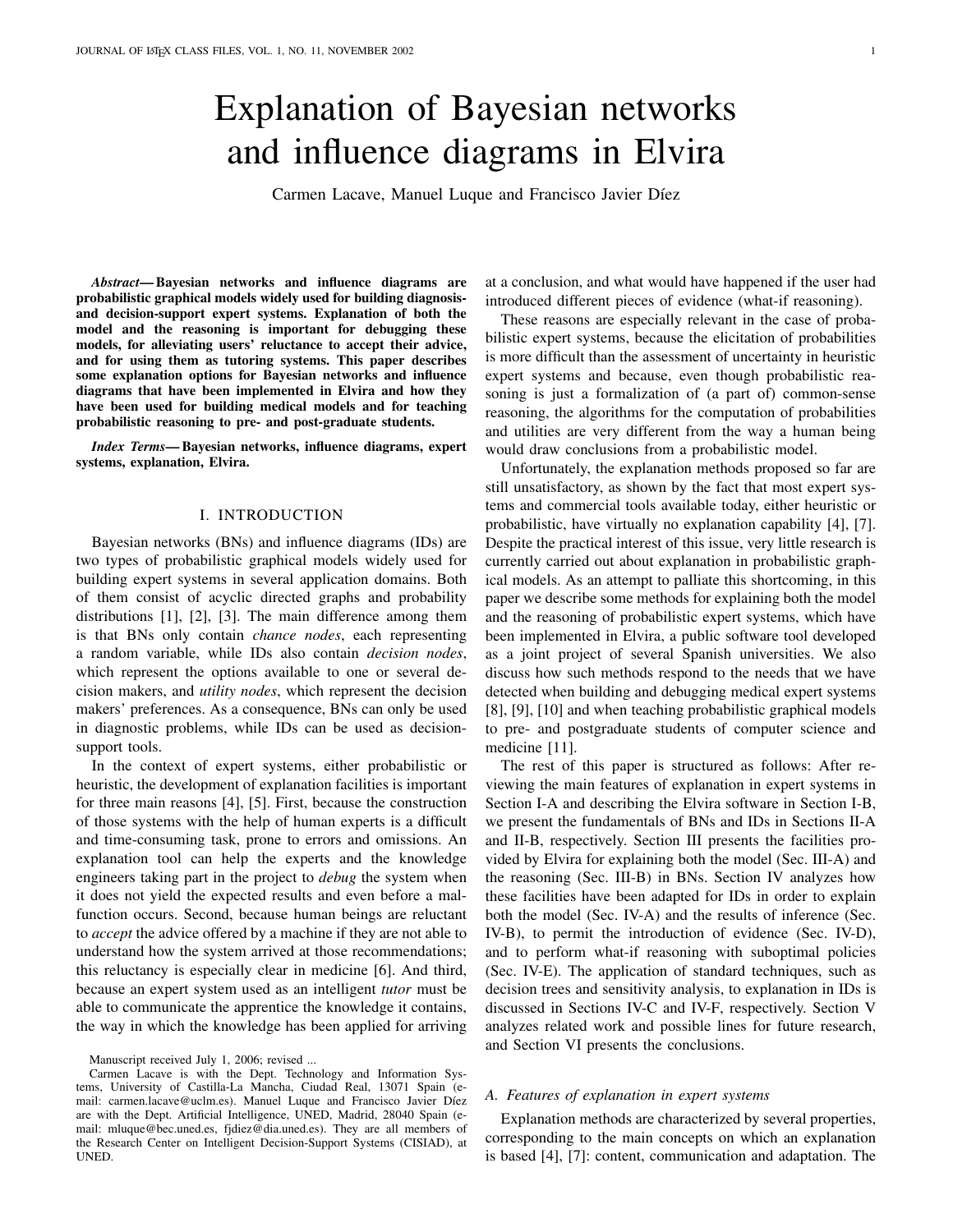# Explanation of Bayesian networks and influence diagrams in Elvira

Carmen Lacave, Manuel Luque and Francisco Javier Díez

***Abstract*— Bayesian networks and influence diagrams are probabilistic graphical models widely used for building diagnosis- and decision-support expert systems. Explanation of both the model and the reasoning is important for debugging these models, for alleviating users' reluctance to accept their advice, and for using them as tutoring systems. This paper describes some explanation options for Bayesian networks and influence diagrams that have been implemented in Elvira and how they have been used for building medical models and for teaching probabilistic reasoning to pre- and post-graduate students.**

***Index Terms*— Bayesian networks, influence diagrams, expert systems, explanation, Elvira.**

## I. Introduction

Bayesian networks (BNs) and influence diagrams (IDs) are two types of probabilistic graphical models widely used for building expert systems in several application domains. Both of them consist of acyclic directed graphs and probability distributions [1], [2], [3]. The main difference among them is that BNs only contain *chance nodes*, each representing a random variable, while IDs also contain *decision nodes*, which represent the options available to one or several decision makers, and *utility nodes*, which represent the decision makers' preferences. As a consequence, BNs can only be used in diagnostic problems, while IDs can be used as decision-support tools.

In the context of expert systems, either probabilistic or heuristic, the development of explanation facilities is important for three main reasons [4], [5]. First, because the construction of those systems with the help of human experts is a difficult and time-consuming task, prone to errors and omissions. An explanation tool can help the experts and the knowledge engineers taking part in the project to *debug* the system when it does not yield the expected results and even before a malfunction occurs. Second, because human beings are reluctant to *accept* the advice offered by a machine if they are not able to understand how the system arrived at those recommendations; this reluctancy is especially clear in medicine [6]. And third, because an expert system used as an intelligent *tutor* must be able to communicate the apprentice the knowledge it contains, the way in which the knowledge has been applied for arriving at a conclusion, and what would have happened if the user had introduced different pieces of evidence (what-if reasoning).

These reasons are especially relevant in the case of probabilistic expert systems, because the elicitation of probabilities is more difficult than the assessment of uncertainty in heuristic expert systems and because, even though probabilistic reasoning is just a formalization of (a part of) common-sense reasoning, the algorithms for the computation of probabilities and utilities are very different from the way a human being would draw conclusions from a probabilistic model.

Unfortunately, the explanation methods proposed so far are still unsatisfactory, as shown by the fact that most expert systems and commercial tools available today, either heuristic or probabilistic, have virtually no explanation capability [4], [7]. Despite the practical interest of this issue, very little research is currently carried out about explanation in probabilistic graphical models. As an attempt to palliate this shortcoming, in this paper we describe some methods for explaining both the model and the reasoning of probabilistic expert systems, which have been implemented in Elvira, a public software tool developed as a joint project of several Spanish universities. We also discuss how such methods respond to the needs that we have detected when building and debugging medical expert systems [8], [9], [10] and when teaching probabilistic graphical models to pre- and postgraduate students of computer science and medicine [11].

The rest of this paper is structured as follows: After reviewing the main features of explanation in expert systems in Section I-A and describing the Elvira software in Section I-B, we present the fundamentals of BNs and IDs in Sections II-A and II-B, respectively. Section III presents the facilities provided by Elvira for explaining both the model (Sec. III-A) and the reasoning (Sec. III-B) in BNs. Section IV analyzes how these facilities have been adapted for IDs in order to explain both the model (Sec. IV-A) and the results of inference (Sec. IV-B), to permit the introduction of evidence (Sec. IV-D), and to perform what-if reasoning with suboptimal policies (Sec. IV-E). The application of standard techniques, such as decision trees and sensitivity analysis, to explanation in IDs is discussed in Sections IV-C and IV-F, respectively. Section V analyzes related work and possible lines for future research, and Section VI presents the conclusions.

### A. Features of explanation in expert systems

Explanation methods are characterized by several properties, corresponding to the main concepts on which an explanation is based [4], [7]: content, communication and adaptation. The

---

Manuscript received July 1, 2006; revised ...

Carmen Lacave is with the Dept. Technology and Information Systems, University of Castilla-La Mancha, Ciudad Real, 13071 Spain (e-mail: carmen.lacave@uclm.es). Manuel Luque and Francisco Javier Díez are with the Dept. Artificial Intelligence, UNED, Madrid, 28040 Spain (e-mail: mluque@bec.uned.es, fjdiez@dia.uned.es). They are all members of the Research Center on Intelligent Decision-Support Systems (CISIAD), at UNED.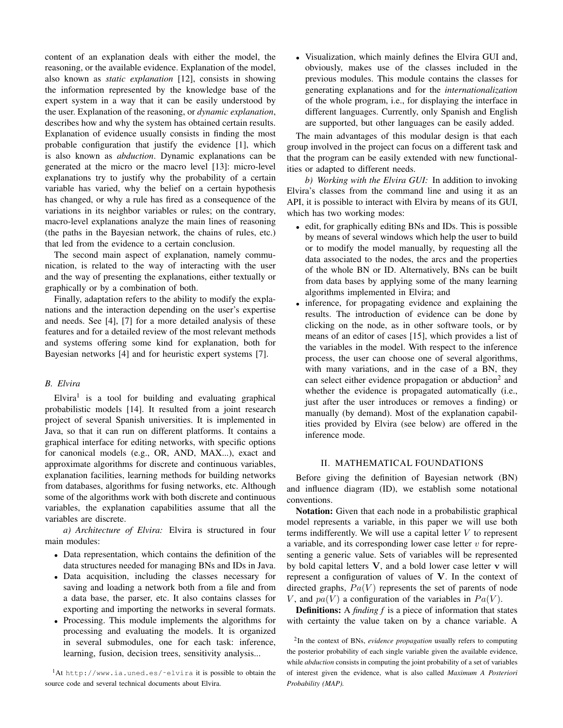content of an explanation deals with either the model, the reasoning, or the available evidence. Explanation of the model, also known as *static explanation* [12], consists in showing the information represented by the knowledge base of the expert system in a way that it can be easily understood by the user. Explanation of the reasoning, or *dynamic explanation*, describes how and why the system has obtained certain results. Explanation of evidence usually consists in finding the most probable configuration that justify the evidence [1], which is also known as *abduction*. Dynamic explanations can be generated at the micro or the macro level [13]: micro-level explanations try to justify why the probability of a certain variable has varied, why the belief on a certain hypothesis has changed, or why a rule has fired as a consequence of the variations in its neighbor variables or rules; on the contrary, macro-level explanations analyze the main lines of reasoning (the paths in the Bayesian network, the chains of rules, etc.) that led from the evidence to a certain conclusion.

The second main aspect of explanation, namely communication, is related to the way of interacting with the user and the way of presenting the explanations, either textually or graphically or by a combination of both.

Finally, adaptation refers to the ability to modify the explanations and the interaction depending on the user's expertise and needs. See [4], [7] for a more detailed analysis of these features and for a detailed review of the most relevant methods and systems offering some kind for explanation, both for Bayesian networks [4] and for heuristic expert systems [7].

### B. Elvira

Elvira[1] is a tool for building and evaluating graphical probabilistic models [14]. It resulted from a joint research project of several Spanish universities. It is implemented in Java, so that it can run on different platforms. It contains a graphical interface for editing networks, with specific options for canonical models (e.g., OR, AND, MAX...), exact and approximate algorithms for discrete and continuous variables, explanation facilities, learning methods for building networks from databases, algorithms for fusing networks, etc. Although some of the algorithms work with both discrete and continuous variables, the explanation capabilities assume that all the variables are discrete.

*a) Architecture of Elvira:* Elvira is structured in four main modules:

- Data representation, which contains the definition of the data structures needed for managing BNs and IDs in Java.
- Data acquisition, including the classes necessary for saving and loading a network both from a file and from a data base, the parser, etc. It also contains classes for exporting and importing the networks in several formats.
- Processing. This module implements the algorithms for processing and evaluating the models. It is organized in several submodules, one for each task: inference, learning, fusion, decision trees, sensitivity analysis...
- Visualization, which mainly defines the Elvira GUI and, obviously, makes use of the classes included in the previous modules. This module contains the classes for generating explanations and for the *internationalization* of the whole program, i.e., for displaying the interface in different languages. Currently, only Spanish and English are supported, but other languages can be easily added.

The main advantages of this modular design is that each group involved in the project can focus on a different task and that the program can be easily extended with new functionalities or adapted to different needs.

*b) Working with the Elvira GUI:* In addition to invoking Elvira's classes from the command line and using it as an API, it is possible to interact with Elvira by means of its GUI, which has two working modes:

- edit, for graphically editing BNs and IDs. This is possible by means of several windows which help the user to build or to modify the model manually, by requesting all the data associated to the nodes, the arcs and the properties of the whole BN or ID. Alternatively, BNs can be built from data bases by applying some of the many learning algorithms implemented in Elvira; and
- inference, for propagating evidence and explaining the results. The introduction of evidence can be done by clicking on the node, as in other software tools, or by means of an editor of cases [15], which provides a list of the variables in the model. With respect to the inference process, the user can choose one of several algorithms, with many variations, and in the case of a BN, they can select either evidence propagation or abduction[2] and whether the evidence is propagated automatically (i.e., just after the user introduces or removes a finding) or manually (by demand). Most of the explanation capabilities provided by Elvira (see below) are offered in the inference mode.

## II. MATHEMATICAL FOUNDATIONS

Before giving the definition of Bayesian network (BN) and influence diagram (ID), we establish some notational conventions.

**Notation:** Given that each node in a probabilistic graphical model represents a variable, in this paper we will use both terms indifferently. We will use a capital letter $V$ to represent a variable, and its corresponding lower case letter $v$ for representing a generic value. Sets of variables will be represented by bold capital letters $\mathbf{V}$, and a bold lower case letter $\mathbf{v}$ will represent a configuration of values of $\mathbf{V}$. In the context of directed graphs, $Pa(V)$ represents the set of parents of node $V$, and $pa(V)$ a configuration of the variables in $Pa(V)$.

**Definitions:** A *finding* $f$ is a piece of information that states with certainty the value taken on by a chance variable. A

[1] At http://www.ia.uned.es/~elvira it is possible to obtain the source code and several technical documents about Elvira.

[2] In the context of BNs, *evidence propagation* usually refers to computing the posterior probability of each single variable given the available evidence, while *abduction* consists in computing the joint probability of a set of variables of interest given the evidence, what is also called *Maximum A Posteriori Probability (MAP).*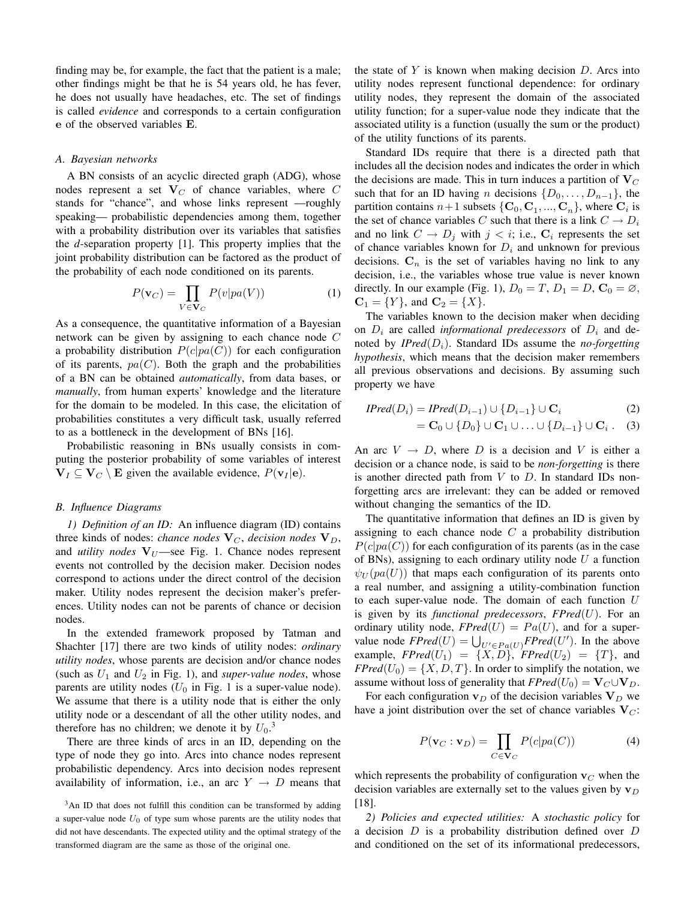finding may be, for example, the fact that the patient is a male; other findings might be that he is 54 years old, he has fever, he does not usually have headaches, etc. The set of findings is called *evidence* and corresponds to a certain configuration $\mathbf{e}$ of the observed variables $\mathbf{E}$.

### A. Bayesian networks

A BN consists of an acyclic directed graph (ADG), whose nodes represent a set $\mathbf{V}_C$ of chance variables, where $C$ stands for "chance", and whose links represent —roughly speaking— probabilistic dependencies among them, together with a probability distribution over its variables that satisfies the *d*-separation property [1]. This property implies that the joint probability distribution can be factored as the product of the probability of each node conditioned on its parents.

$$P(\mathbf{v}_C) = \prod_{V \in \mathbf{V}_C} P(v|pa(V)) \tag{1}$$

As a consequence, the quantitative information of a Bayesian network can be given by assigning to each chance node $C$ a probability distribution $P(c|pa(C))$ for each configuration of its parents, $pa(C)$. Both the graph and the probabilities of a BN can be obtained *automatically*, from data bases, or *manually*, from human experts' knowledge and the literature for the domain to be modeled. In this case, the elicitation of probabilities constitutes a very difficult task, usually referred to as a bottleneck in the development of BNs [16].

Probabilistic reasoning in BNs usually consists in computing the posterior probability of some variables of interest $\mathbf{V}_I \subseteq \mathbf{V}_C \setminus \mathbf{E}$ given the available evidence, $P(\mathbf{v}_I|\mathbf{e})$.

### B. Influence Diagrams

*1) Definition of an ID:* An influence diagram (ID) contains three kinds of nodes: *chance nodes* $\mathbf{V}_C$, *decision nodes* $\mathbf{V}_D$, and *utility nodes* $\mathbf{V}_U$—see Fig. 1. Chance nodes represent events not controlled by the decision maker. Decision nodes correspond to actions under the direct control of the decision maker. Utility nodes represent the decision maker's preferences. Utility nodes can not be parents of chance or decision nodes.

In the extended framework proposed by Tatman and Shachter [17] there are two kinds of utility nodes: *ordinary utility nodes*, whose parents are decision and/or chance nodes (such as $U_1$ and $U_2$ in Fig. 1), and *super-value nodes*, whose parents are utility nodes ($U_0$ in Fig. 1 is a super-value node). We assume that there is a utility node that is either the only utility node or a descendant of all the other utility nodes, and therefore has no children; we denote it by $U_0$.[3]

There are three kinds of arcs in an ID, depending on the type of node they go into. Arcs into chance nodes represent probabilistic dependency. Arcs into decision nodes represent availability of information, i.e., an arc $Y \to D$ means that the state of $Y$ is known when making decision $D$. Arcs into utility nodes represent functional dependence: for ordinary utility nodes, they represent the domain of the associated utility function; for a super-value node they indicate that the associated utility is a function (usually the sum or the product) of the utility functions of its parents.

[3]An ID that does not fulfill this condition can be transformed by adding a super-value node $U_0$ of type sum whose parents are the utility nodes that did not have descendants. The expected utility and the optimal strategy of the transformed diagram are the same as those of the original one.

Standard IDs require that there is a directed path that includes all the decision nodes and indicates the order in which the decisions are made. This in turn induces a partition of $\mathbf{V}_C$ such that for an ID having $n$ decisions $\{D_0, \ldots, D_{n-1}\}$, the partition contains $n+1$ subsets $\{\mathbf{C}_0, \mathbf{C}_1, ..., \mathbf{C}_n\}$, where $\mathbf{C}_i$ is the set of chance variables $C$ such that there is a link $C \to D_i$ and no link $C \to D_j$ with $j < i$; i.e., $\mathbf{C}_i$ represents the set of chance variables known for $D_i$ and unknown for previous decisions. $\mathbf{C}_n$ is the set of variables having no link to any decision, i.e., the variables whose true value is never known directly. In our example (Fig. 1), $D_0 = T$, $D_1 = D$, $\mathbf{C}_0 = \varnothing$, $\mathbf{C}_1 = \{Y\}$, and $\mathbf{C}_2 = \{X\}$.

The variables known to the decision maker when deciding on $D_i$ are called *informational predecessors* of $D_i$ and denoted by *IPred*$(D_i)$. Standard IDs assume the *no-forgetting hypothesis*, which means that the decision maker remembers all previous observations and decisions. By assuming such property we have

$$\begin{aligned} \mathit{IPred}(D_i) &= \mathit{IPred}(D_{i-1}) \cup \{D_{i-1}\} \cup \mathbf{C}_i & (2)\\ &= \mathbf{C}_0 \cup \{D_0\} \cup \mathbf{C}_1 \cup \ldots \cup \{D_{i-1}\} \cup \mathbf{C}_i \,. & (3) \end{aligned}$$

An arc $V \to D$, where $D$ is a decision and $V$ is either a decision or a chance node, is said to be *non-forgetting* is there is another directed path from $V$ to $D$. In standard IDs non-forgetting arcs are irrelevant: they can be added or removed without changing the semantics of the ID.

The quantitative information that defines an ID is given by assigning to each chance node $C$ a probability distribution $P(c|pa(C))$ for each configuration of its parents (as in the case of BNs), assigning to each ordinary utility node $U$ a function $\psi_U(pa(U))$ that maps each configuration of its parents onto a real number, and assigning a utility-combination function to each super-value node. The domain of each function $U$ is given by its *functional predecessors*, *FPred*$(U)$. For an ordinary utility node, *FPred*$(U) = Pa(U)$, and for a super-value node *FPred*$(U) = \bigcup_{U' \in Pa(U)}$*FPred*$(U')$. In the above example, *FPred*$(U_1) = \{X, D\}$, *FPred*$(U_2) = \{T\}$, and *FPred*$(U_0) = \{X, D, T\}$. In order to simplify the notation, we assume without loss of generality that *FPred*$(U_0) = \mathbf{V}_C \cup \mathbf{V}_D$.

For each configuration $\mathbf{v}_D$ of the decision variables $\mathbf{V}_D$ we have a joint distribution over the set of chance variables $\mathbf{V}_C$:

$$P(\mathbf{v}_C : \mathbf{v}_D) = \prod_{C \in \mathbf{V}_C} P(c|pa(C)) \tag{4}$$

which represents the probability of configuration $\mathbf{v}_C$ when the decision variables are externally set to the values given by $\mathbf{v}_D$ [18].

*2) Policies and expected utilities:* A *stochastic policy* for a decision $D$ is a probability distribution defined over $D$ and conditioned on the set of its informational predecessors,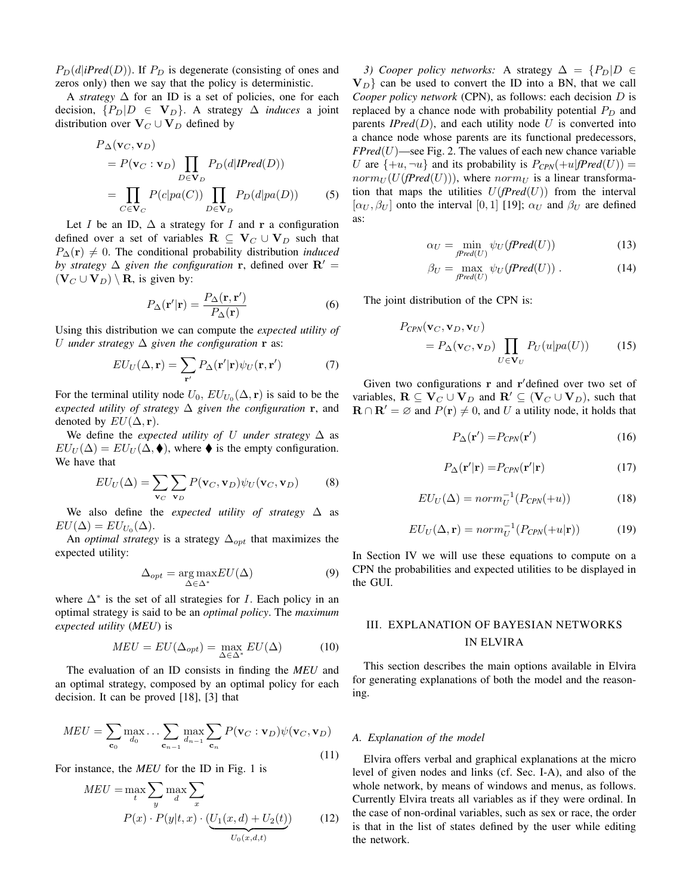$P_D(d|\mathit{iPred}(D))$. If $P_D$ is degenerate (consisting of ones and zeros only) then we say that the policy is deterministic.

A *strategy* $\Delta$ for an ID is a set of policies, one for each decision, $\{P_D | D \in \mathbf{V}_D\}$. A strategy $\Delta$ *induces* a joint distribution over $\mathbf{V}_C \cup \mathbf{V}_D$ defined by

$$
\begin{aligned}
P_\Delta(\mathbf{v}_C, \mathbf{v}_D) &= P(\mathbf{v}_C : \mathbf{v}_D) \prod_{D \in \mathbf{V}_D} P_D(d|\mathit{IPred}(D)) \\
&= \prod_{C \in \mathbf{V}_C} P(c|pa(C)) \prod_{D \in \mathbf{V}_D} P_D(d|pa(D)) \qquad (5)
\end{aligned}
$$

Let $I$ be an ID, $\Delta$ a strategy for $I$ and $\mathbf{r}$ a configuration defined over a set of variables $\mathbf{R} \subseteq \mathbf{V}_C \cup \mathbf{V}_D$ such that $P_\Delta(\mathbf{r}) \neq 0$. The conditional probability distribution *induced by strategy* $\Delta$ *given the configuration* $\mathbf{r}$, defined over $\mathbf{R}' = (\mathbf{V}_C \cup \mathbf{V}_D) \setminus \mathbf{R}$, is given by:

$$
P_\Delta(\mathbf{r}'|\mathbf{r}) = \frac{P_\Delta(\mathbf{r}, \mathbf{r}')}{P_\Delta(\mathbf{r})} \qquad (6)
$$

Using this distribution we can compute the *expected utility of* $U$ *under strategy* $\Delta$ *given the configuration* $\mathbf{r}$ as:

$$
EU_U(\Delta, \mathbf{r}) = \sum_{\mathbf{r}'} P_\Delta(\mathbf{r}'|\mathbf{r}) \psi_U(\mathbf{r}, \mathbf{r}') \qquad (7)
$$

For the terminal utility node $U_0$, $EU_{U_0}(\Delta, \mathbf{r})$ is said to be the *expected utility of strategy* $\Delta$ *given the configuration* $\mathbf{r}$, and denoted by $EU(\Delta, \mathbf{r})$.

We define the *expected utility of* $U$ *under strategy* $\Delta$ as $EU_U(\Delta) = EU_U(\Delta, \blacklozenge)$, where $\blacklozenge$ is the empty configuration. We have that

$$
EU_U(\Delta) = \sum_{\mathbf{v}_C} \sum_{\mathbf{v}_D} P(\mathbf{v}_C, \mathbf{v}_D) \psi_U(\mathbf{v}_C, \mathbf{v}_D) \qquad (8)
$$

We also define the *expected utility of strategy* $\Delta$ as $EU(\Delta) = EU_{U_0}(\Delta)$.

An *optimal strategy* is a strategy $\Delta_{opt}$ that maximizes the expected utility:

$$
\Delta_{opt} = \arg\max_{\Delta \in \Delta^*} EU(\Delta) \qquad (9)
$$

where $\Delta^*$ is the set of all strategies for $I$. Each policy in an optimal strategy is said to be an *optimal policy*. The *maximum expected utility* (*MEU*) is

$$
MEU = EU(\Delta_{opt}) = \max_{\Delta \in \Delta^*} EU(\Delta) \qquad (10)
$$

The evaluation of an ID consists in finding the *MEU* and an optimal strategy, composed by an optimal policy for each decision. It can be proved [18], [3] that

$$
MEU = \sum_{\mathbf{c}_0} \max_{d_0} \ldots \sum_{\mathbf{c}_{n-1}} \max_{d_{n-1}} \sum_{\mathbf{c}_n} P(\mathbf{v}_C : \mathbf{v}_D) \psi(\mathbf{v}_C, \mathbf{v}_D) \qquad (11)
$$

For instance, the *MEU* for the ID in Fig. 1 is

$$
MEU = \max_t \sum_y \max_d \sum_x P(x) \cdot P(y|t, x) \cdot (\underbrace{U_1(x, d) + U_2(t)}_{U_0(x,d,t)}) \qquad (12)
$$

*3) Cooper policy networks:* A strategy $\Delta = \{P_D | D \in \mathbf{V}_D\}$ can be used to convert the ID into a BN, that we call *Cooper policy network* (CPN), as follows: each decision $D$ is replaced by a chance node with probability potential $P_D$ and parents $\mathit{IPred}(D)$, and each utility node $U$ is converted into a chance node whose parents are its functional predecessors, $\mathit{FPred}(U)$—see Fig. 2. The values of each new chance variable $U$ are $\{+u, \neg u\}$ and its probability is $P_{CPN}(+u|\mathit{fPred}(U)) = norm_U(U(\mathit{fPred}(U)))$, where $norm_U$ is a linear transformation that maps the utilities $U(\mathit{fPred}(U))$ from the interval $[\alpha_U, \beta_U]$ onto the interval $[0, 1]$ [19]; $\alpha_U$ and $\beta_U$ are defined as:

$$
\alpha_U = \min_{\mathit{fPred}(U)} \psi_U(\mathit{fPred}(U)) \qquad (13)
$$

$$
\beta_U = \max_{\mathit{fPred}(U)} \psi_U(\mathit{fPred}(U)) \; . \qquad (14)
$$

The joint distribution of the CPN is:

$$
P_{CPN}(\mathbf{v}_C, \mathbf{v}_D, \mathbf{v}_U) = P_\Delta(\mathbf{v}_C, \mathbf{v}_D) \prod_{U \in \mathbf{V}_U} P_U(u|pa(U)) \qquad (15)
$$

Given two configurations $\mathbf{r}$ and $\mathbf{r}'$ defined over two set of variables, $\mathbf{R} \subseteq \mathbf{V}_C \cup \mathbf{V}_D$ and $\mathbf{R}' \subseteq (\mathbf{V}_C \cup \mathbf{V}_D)$, such that $\mathbf{R} \cap \mathbf{R}' = \varnothing$ and $P(\mathbf{r}) \neq 0$, and $U$ a utility node, it holds that

$$
P_\Delta(\mathbf{r}') = P_{CPN}(\mathbf{r}') \qquad (16)
$$

$$
P_\Delta(\mathbf{r}'|\mathbf{r}) = P_{CPN}(\mathbf{r}'|\mathbf{r}) \qquad (17)
$$

$$
EU_U(\Delta) = norm_U^{-1}(P_{CPN}(+u)) \qquad (18)
$$

$$
EU_U(\Delta, \mathbf{r}) = norm_U^{-1}(P_{CPN}(+u|\mathbf{r})) \qquad (19)
$$

In Section IV we will use these equations to compute on a CPN the probabilities and expected utilities to be displayed in the GUI.

## III. EXPLANATION OF BAYESIAN NETWORKS IN ELVIRA

This section describes the main options available in Elvira for generating explanations of both the model and the reasoning.

### A. Explanation of the model

Elvira offers verbal and graphical explanations at the micro level of given nodes and links (cf. Sec. I-A), and also of the whole network, by means of windows and menus, as follows. Currently Elvira treats all variables as if they were ordinal. In the case of non-ordinal variables, such as sex or race, the order is that in the list of states defined by the user while editing the network.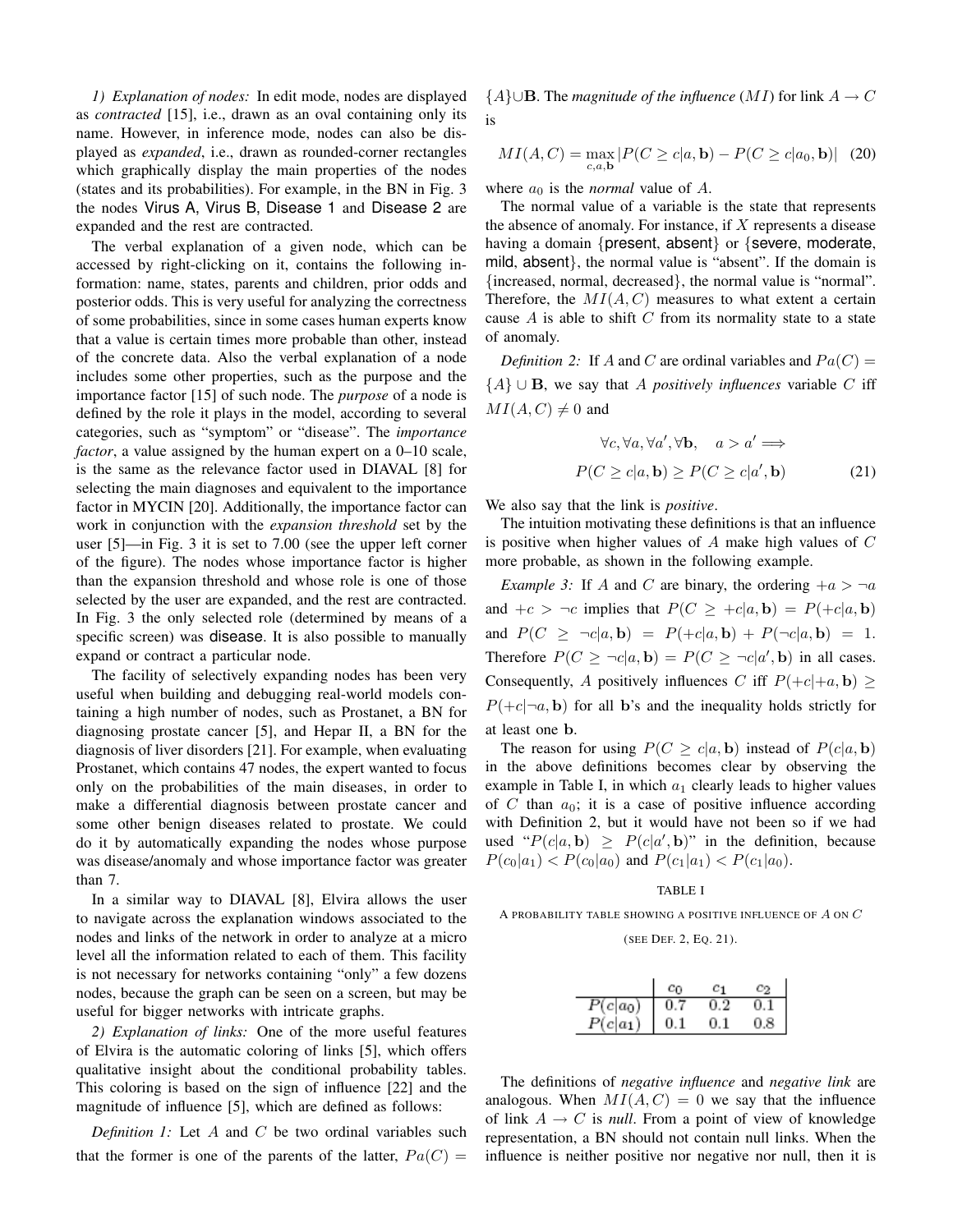*1) Explanation of nodes:* In edit mode, nodes are displayed as *contracted* [15], i.e., drawn as an oval containing only its name. However, in inference mode, nodes can also be displayed as *expanded*, i.e., drawn as rounded-corner rectangles which graphically display the main properties of the nodes (states and its probabilities). For example, in the BN in Fig. 3 the nodes Virus A, Virus B, Disease 1 and Disease 2 are expanded and the rest are contracted.

The verbal explanation of a given node, which can be accessed by right-clicking on it, contains the following information: name, states, parents and children, prior odds and posterior odds. This is very useful for analyzing the correctness of some probabilities, since in some cases human experts know that a value is certain times more probable than other, instead of the concrete data. Also the verbal explanation of a node includes some other properties, such as the purpose and the importance factor [15] of such node. The *purpose* of a node is defined by the role it plays in the model, according to several categories, such as "symptom" or "disease". The *importance factor*, a value assigned by the human expert on a 0–10 scale, is the same as the relevance factor used in DIAVAL [8] for selecting the main diagnoses and equivalent to the importance factor in MYCIN [20]. Additionally, the importance factor can work in conjunction with the *expansion threshold* set by the user [5]—in Fig. 3 it is set to 7.00 (see the upper left corner of the figure). The nodes whose importance factor is higher than the expansion threshold and whose role is one of those selected by the user are expanded, and the rest are contracted. In Fig. 3 the only selected role (determined by means of a specific screen) was disease. It is also possible to manually expand or contract a particular node.

The facility of selectively expanding nodes has been very useful when building and debugging real-world models containing a high number of nodes, such as Prostanet, a BN for diagnosing prostate cancer [5], and Hepar II, a BN for the diagnosis of liver disorders [21]. For example, when evaluating Prostanet, which contains 47 nodes, the expert wanted to focus only on the probabilities of the main diseases, in order to make a differential diagnosis between prostate cancer and some other benign diseases related to prostate. We could do it by automatically expanding the nodes whose purpose was disease/anomaly and whose importance factor was greater than 7.

In a similar way to DIAVAL [8], Elvira allows the user to navigate across the explanation windows associated to the nodes and links of the network in order to analyze at a micro level all the information related to each of them. This facility is not necessary for networks containing "only" a few dozens nodes, because the graph can be seen on a screen, but may be useful for bigger networks with intricate graphs.

*2) Explanation of links:* One of the more useful features of Elvira is the automatic coloring of links [5], which offers qualitative insight about the conditional probability tables. This coloring is based on the sign of influence [22] and the magnitude of influence [5], which are defined as follows:

*Definition 1:* Let $A$ and $C$ be two ordinal variables such that the former is one of the parents of the latter, $Pa(C) = \{A\} \cup \mathbf{B}$. The *magnitude of the influence* ($MI$) for link $A \rightarrow C$ is

$$MI(A, C) = \max_{c,a,\mathbf{b}} |P(C \geq c|a, \mathbf{b}) - P(C \geq c|a_0, \mathbf{b})| \quad (20)$$

where $a_0$ is the *normal* value of $A$.

The normal value of a variable is the state that represents the absence of anomaly. For instance, if $X$ represents a disease having a domain {present, absent} or {severe, moderate, mild, absent}, the normal value is "absent". If the domain is {increased, normal, decreased}, the normal value is "normal". Therefore, the $MI(A, C)$ measures to what extent a certain cause $A$ is able to shift $C$ from its normality state to a state of anomaly.

*Definition 2:* If $A$ and $C$ are ordinal variables and $Pa(C) = \{A\} \cup \mathbf{B}$, we say that $A$ *positively influences* variable $C$ iff $MI(A, C) \neq 0$ and

$$\begin{aligned} &\forall c, \forall a, \forall a', \forall \mathbf{b}, \quad a > a' \Longrightarrow \\ &P(C \geq c|a, \mathbf{b}) \geq P(C \geq c|a', \mathbf{b}) \end{aligned} \quad (21)$$

We also say that the link is *positive*.

The intuition motivating these definitions is that an influence is positive when higher values of $A$ make high values of $C$ more probable, as shown in the following example.

*Example 3:* If $A$ and $C$ are binary, the ordering $+a > \neg a$ and $+c > \neg c$ implies that $P(C \geq +c|a, \mathbf{b}) = P(+c|a, \mathbf{b})$ and $P(C \geq \neg c|a, \mathbf{b}) = P(+c|a, \mathbf{b}) + P(\neg c|a, \mathbf{b}) = 1$. Therefore $P(C \geq \neg c|a, \mathbf{b}) = P(C \geq \neg c|a', \mathbf{b})$ in all cases. Consequently, $A$ positively influences $C$ iff $P(+c|+a, \mathbf{b}) \geq P(+c|\neg a, \mathbf{b})$ for all $\mathbf{b}$'s and the inequality holds strictly for at least one $\mathbf{b}$.

The reason for using $P(C \geq c|a, \mathbf{b})$ instead of $P(c|a, \mathbf{b})$ in the above definitions becomes clear by observing the example in Table I, in which $a_1$ clearly leads to higher values of $C$ than $a_0$; it is a case of positive influence according with Definition 2, but it would have not been so if we had used "$P(c|a, \mathbf{b}) \geq P(c|a', \mathbf{b})$" in the definition, because $P(c_0|a_1) < P(c_0|a_0)$ and $P(c_1|a_1) < P(c_1|a_0)$.

TABLE I

A PROBABILITY TABLE SHOWING A POSITIVE INFLUENCE OF $A$ ON $C$ (SEE DEF. 2, EQ. 21).

| | $c_0$ | $c_1$ | $c_2$ |
|---|---|---|---|
| $P(c\|a_0)$ | 0.7 | 0.2 | 0.1 |
| $P(c\|a_1)$ | 0.1 | 0.1 | 0.8 |

The definitions of *negative influence* and *negative link* are analogous. When $MI(A, C) = 0$ we say that the influence of link $A \rightarrow C$ is *null*. From a point of view of knowledge representation, a BN should not contain null links. When the influence is neither positive nor negative nor null, then it is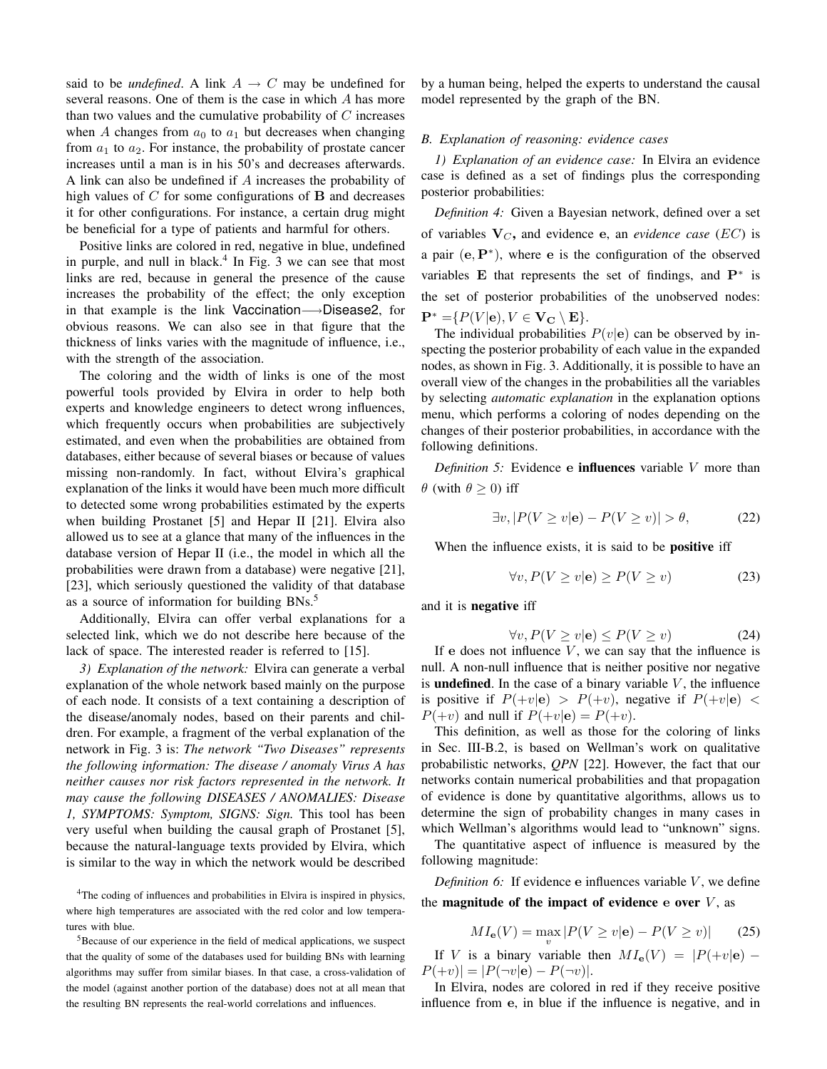said to be *undefined*. A link $A \rightarrow C$ may be undefined for several reasons. One of them is the case in which $A$ has more than two values and the cumulative probability of $C$ increases when $A$ changes from $a_0$ to $a_1$ but decreases when changing from $a_1$ to $a_2$. For instance, the probability of prostate cancer increases until a man is in his 50's and decreases afterwards. A link can also be undefined if $A$ increases the probability of high values of $C$ for some configurations of $\mathbf{B}$ and decreases it for other configurations. For instance, a certain drug might be beneficial for a type of patients and harmful for others.

Positive links are colored in red, negative in blue, undefined in purple, and null in black.[4] In Fig. 3 we can see that most links are red, because in general the presence of the cause increases the probability of the effect; the only exception in that example is the link Vaccination⟶Disease2, for obvious reasons. We can also see in that figure that the thickness of links varies with the magnitude of influence, i.e., with the strength of the association.

The coloring and the width of links is one of the most powerful tools provided by Elvira in order to help both experts and knowledge engineers to detect wrong influences, which frequently occurs when probabilities are subjectively estimated, and even when the probabilities are obtained from databases, either because of several biases or because of values missing non-randomly. In fact, without Elvira's graphical explanation of the links it would have been much more difficult to detected some wrong probabilities estimated by the experts when building Prostanet [5] and Hepar II [21]. Elvira also allowed us to see at a glance that many of the influences in the database version of Hepar II (i.e., the model in which all the probabilities were drawn from a database) were negative [21], [23], which seriously questioned the validity of that database as a source of information for building BNs.[5]

Additionally, Elvira can offer verbal explanations for a selected link, which we do not describe here because of the lack of space. The interested reader is referred to [15].

*3) Explanation of the network:* Elvira can generate a verbal explanation of the whole network based mainly on the purpose of each node. It consists of a text containing a description of the disease/anomaly nodes, based on their parents and children. For example, a fragment of the verbal explanation of the network in Fig. 3 is: *The network "Two Diseases" represents the following information: The disease / anomaly Virus A has neither causes nor risk factors represented in the network. It may cause the following DISEASES / ANOMALIES: Disease 1, SYMPTOMS: Symptom, SIGNS: Sign.* This tool has been very useful when building the causal graph of Prostanet [5], because the natural-language texts provided by Elvira, which is similar to the way in which the network would be described by a human being, helped the experts to understand the causal model represented by the graph of the BN.

### B. Explanation of reasoning: evidence cases

*1) Explanation of an evidence case:* In Elvira an evidence case is defined as a set of findings plus the corresponding posterior probabilities:

*Definition 4:* Given a Bayesian network, defined over a set of variables $\mathbf{V}_C$, and evidence $\mathbf{e}$, an *evidence case* ($EC$) is a pair $(\mathbf{e}, \mathbf{P}^*)$, where $\mathbf{e}$ is the configuration of the observed variables $\mathbf{E}$ that represents the set of findings, and $\mathbf{P}^*$ is the set of posterior probabilities of the unobserved nodes: $\mathbf{P}^* = \{P(V|\mathbf{e}), V \in \mathbf{V_C} \setminus \mathbf{E}\}$.

The individual probabilities $P(v|\mathbf{e})$ can be observed by inspecting the posterior probability of each value in the expanded nodes, as shown in Fig. 3. Additionally, it is possible to have an overall view of the changes in the probabilities all the variables by selecting *automatic explanation* in the explanation options menu, which performs a coloring of nodes depending on the changes of their posterior probabilities, in accordance with the following definitions.

*Definition 5:* Evidence $\mathbf{e}$ **influences** variable $V$ more than $\theta$ (with $\theta \geq 0$) iff

$$\exists v, |P(V \geq v|\mathbf{e}) - P(V \geq v)| > \theta, \tag{22}$$

When the influence exists, it is said to be **positive** iff

$$\forall v, P(V \geq v|\mathbf{e}) \geq P(V \geq v) \tag{23}$$

and it is **negative** iff

$$\forall v, P(V \geq v|\mathbf{e}) \leq P(V \geq v) \tag{24}$$

If $\mathbf{e}$ does not influence $V$, we can say that the influence is null. A non-null influence that is neither positive nor negative is **undefined**. In the case of a binary variable $V$, the influence is positive if $P(+v|\mathbf{e}) > P(+v)$, negative if $P(+v|\mathbf{e}) < P(+v)$ and null if $P(+v|\mathbf{e}) = P(+v)$.

This definition, as well as those for the coloring of links in Sec. III-B.2, is based on Wellman's work on qualitative probabilistic networks, *QPN* [22]. However, the fact that our networks contain numerical probabilities and that propagation of evidence is done by quantitative algorithms, allows us to determine the sign of probability changes in many cases in which Wellman's algorithms would lead to "unknown" signs.

The quantitative aspect of influence is measured by the following magnitude:

*Definition 6:* If evidence $\mathbf{e}$ influences variable $V$, we define the **magnitude of the impact of evidence $\mathbf{e}$ over $V$**, as

$$MI_{\mathbf{e}}(V) = \max_v |P(V \geq v|\mathbf{e}) - P(V \geq v)| \tag{25}$$

If $V$ is a binary variable then $MI_{\mathbf{e}}(V) = |P(+v|\mathbf{e}) - P(+v)| = |P(\neg v|\mathbf{e}) - P(\neg v)|$.

In Elvira, nodes are colored in red if they receive positive influence from $\mathbf{e}$, in blue if the influence is negative, and in

[4] The coding of influences and probabilities in Elvira is inspired in physics, where high temperatures are associated with the red color and low temperatures with blue.

[5] Because of our experience in the field of medical applications, we suspect that the quality of some of the databases used for building BNs with learning algorithms may suffer from similar biases. In that case, a cross-validation of the model (against another portion of the database) does not at all mean that the resulting BN represents the real-world correlations and influences.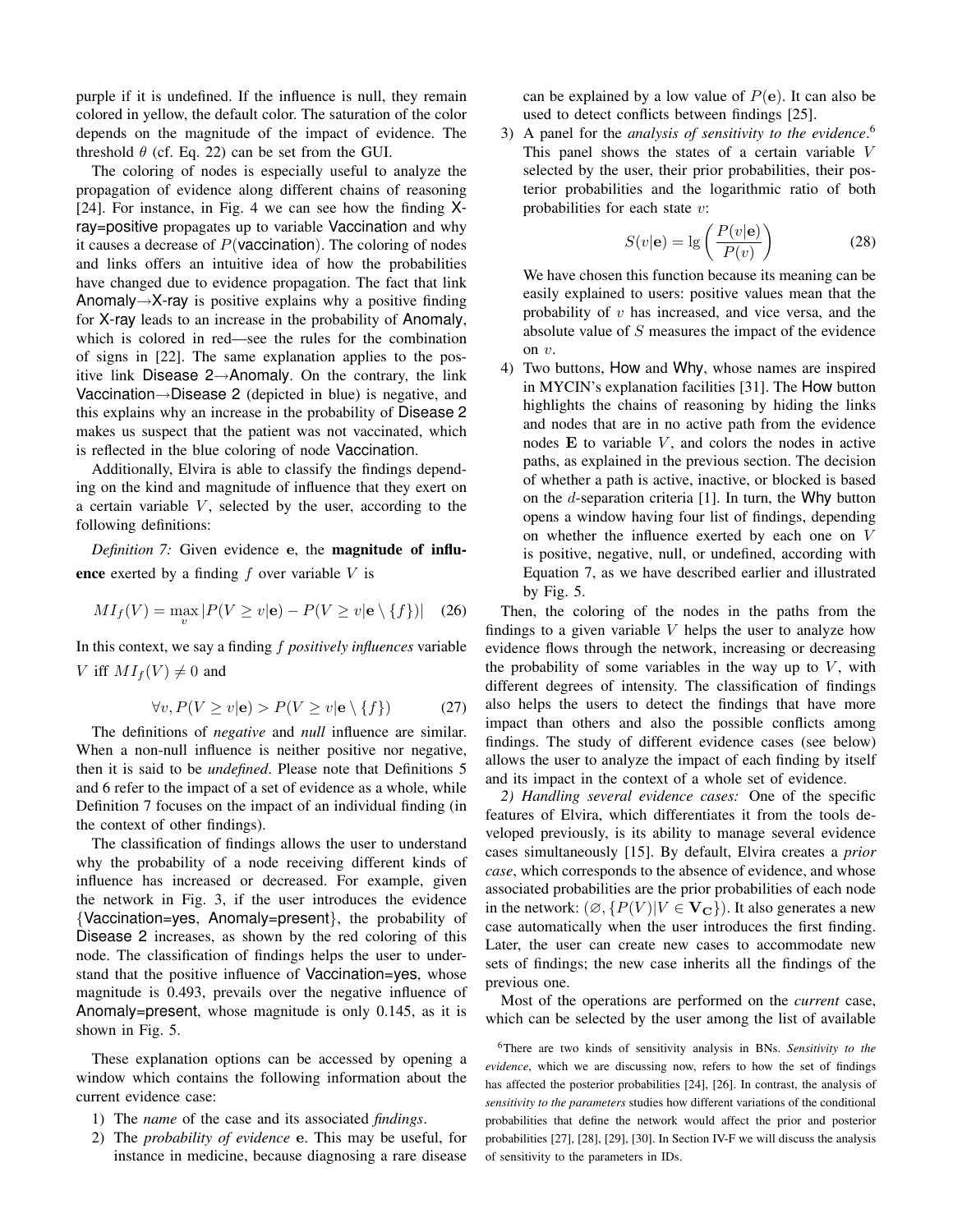purple if it is undefined. If the influence is null, they remain colored in yellow, the default color. The saturation of the color depends on the magnitude of the impact of evidence. The threshold $\theta$ (cf. Eq. 22) can be set from the GUI.

The coloring of nodes is especially useful to analyze the propagation of evidence along different chains of reasoning [24]. For instance, in Fig. 4 we can see how the finding X-ray=positive propagates up to variable Vaccination and why it causes a decrease of $P$(vaccination). The coloring of nodes and links offers an intuitive idea of how the probabilities have changed due to evidence propagation. The fact that link Anomaly→X-ray is positive explains why a positive finding for X-ray leads to an increase in the probability of Anomaly, which is colored in red—see the rules for the combination of signs in [22]. The same explanation applies to the positive link Disease 2→Anomaly. On the contrary, the link Vaccination→Disease 2 (depicted in blue) is negative, and this explains why an increase in the probability of Disease 2 makes us suspect that the patient was not vaccinated, which is reflected in the blue coloring of node Vaccination.

Additionally, Elvira is able to classify the findings depending on the kind and magnitude of influence that they exert on a certain variable $V$, selected by the user, according to the following definitions:

*Definition 7:* Given evidence $\mathbf{e}$, the **magnitude of influence** exerted by a finding $f$ over variable $V$ is

$$MI_f(V) = \max_v |P(V \geq v|\mathbf{e}) - P(V \geq v|\mathbf{e} \setminus \{f\})| \quad (26)$$

In this context, we say a finding $f$ *positively influences* variable $V$ iff $MI_f(V) \neq 0$ and

$$\forall v, P(V \geq v|\mathbf{e}) > P(V \geq v|\mathbf{e} \setminus \{f\}) \quad (27)$$

The definitions of *negative* and *null* influence are similar. When a non-null influence is neither positive nor negative, then it is said to be *undefined*. Please note that Definitions 5 and 6 refer to the impact of a set of evidence as a whole, while Definition 7 focuses on the impact of an individual finding (in the context of other findings).

The classification of findings allows the user to understand why the probability of a node receiving different kinds of influence has increased or decreased. For example, given the network in Fig. 3, if the user introduces the evidence {Vaccination=yes, Anomaly=present}, the probability of Disease 2 increases, as shown by the red coloring of this node. The classification of findings helps the user to understand that the positive influence of Vaccination=yes, whose magnitude is 0.493, prevails over the negative influence of Anomaly=present, whose magnitude is only 0.145, as it is shown in Fig. 5.

These explanation options can be accessed by opening a window which contains the following information about the current evidence case:

1) The *name* of the case and its associated *findings*.
2) The *probability of evidence* $\mathbf{e}$. This may be useful, for instance in medicine, because diagnosing a rare disease can be explained by a low value of $P(\mathbf{e})$. It can also be used to detect conflicts between findings [25].
3) A panel for the *analysis of sensitivity to the evidence*.[6] This panel shows the states of a certain variable $V$ selected by the user, their prior probabilities, their posterior probabilities and the logarithmic ratio of both probabilities for each state $v$:

$$S(v|\mathbf{e}) = \lg \left( \frac{P(v|\mathbf{e})}{P(v)} \right) \quad (28)$$

We have chosen this function because its meaning can be easily explained to users: positive values mean that the probability of $v$ has increased, and vice versa, and the absolute value of $S$ measures the impact of the evidence on $v$.
4) Two buttons, How and Why, whose names are inspired in MYCIN's explanation facilities [31]. The How button highlights the chains of reasoning by hiding the links and nodes that are in no active path from the evidence nodes $\mathbf{E}$ to variable $V$, and colors the nodes in active paths, as explained in the previous section. The decision of whether a path is active, inactive, or blocked is based on the $d$-separation criteria [1]. In turn, the Why button opens a window having four list of findings, depending on whether the influence exerted by each one on $V$ is positive, negative, null, or undefined, according with Equation 7, as we have described earlier and illustrated by Fig. 5.

Then, the coloring of the nodes in the paths from the findings to a given variable $V$ helps the user to analyze how evidence flows through the network, increasing or decreasing the probability of some variables in the way up to $V$, with different degrees of intensity. The classification of findings also helps the users to detect the findings that have more impact than others and also the possible conflicts among findings. The study of different evidence cases (see below) allows the user to analyze the impact of each finding by itself and its impact in the context of a whole set of evidence.

*2) Handling several evidence cases:* One of the specific features of Elvira, which differentiates it from the tools developed previously, is its ability to manage several evidence cases simultaneously [15]. By default, Elvira creates a *prior case*, which corresponds to the absence of evidence, and whose associated probabilities are the prior probabilities of each node in the network: $(\varnothing, \{P(V)|V \in \mathbf{V_C}\})$. It also generates a new case automatically when the user introduces the first finding. Later, the user can create new cases to accommodate new sets of findings; the new case inherits all the findings of the previous one.

Most of the operations are performed on the *current* case, which can be selected by the user among the list of available

[6] There are two kinds of sensitivity analysis in BNs. *Sensitivity to the evidence*, which we are discussing now, refers to how the set of findings has affected the posterior probabilities [24], [26]. In contrast, the analysis of *sensitivity to the parameters* studies how different variations of the conditional probabilities that define the network would affect the prior and posterior probabilities [27], [28], [29], [30]. In Section IV-F we will discuss the analysis of sensitivity to the parameters in IDs.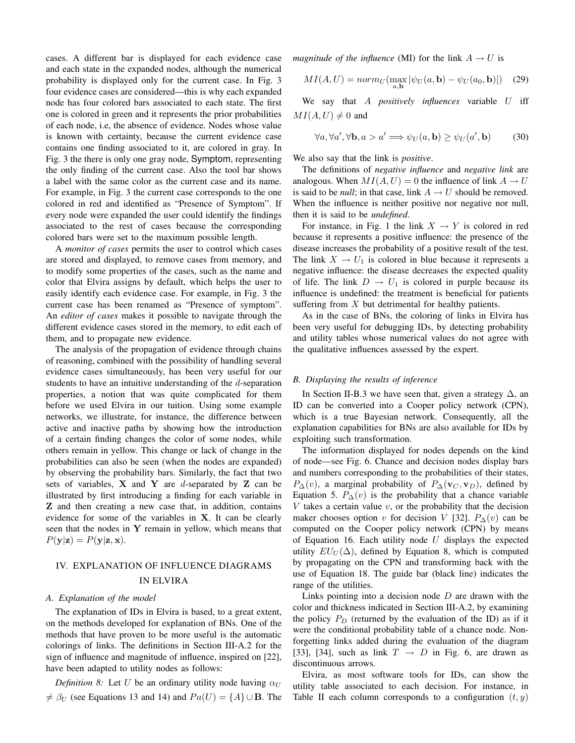cases. A different bar is displayed for each evidence case and each state in the expanded nodes, although the numerical probability is displayed only for the current case. In Fig. 3 four evidence cases are considered—this is why each expanded node has four colored bars associated to each state. The first one is colored in green and it represents the prior probabilities of each node, i.e, the absence of evidence. Nodes whose value is known with certainty, because the current evidence case contains one finding associated to it, are colored in gray. In Fig. 3 the there is only one gray node, Symptom, representing the only finding of the current case. Also the tool bar shows a label with the same color as the current case and its name. For example, in Fig. 3 the current case corresponds to the one colored in red and identified as "Presence of Symptom". If every node were expanded the user could identify the findings associated to the rest of cases because the corresponding colored bars were set to the maximum possible length.

A *monitor of cases* permits the user to control which cases are stored and displayed, to remove cases from memory, and to modify some properties of the cases, such as the name and color that Elvira assigns by default, which helps the user to easily identify each evidence case. For example, in Fig. 3 the current case has been renamed as "Presence of symptom". An *editor of cases* makes it possible to navigate through the different evidence cases stored in the memory, to edit each of them, and to propagate new evidence.

The analysis of the propagation of evidence through chains of reasoning, combined with the possibility of handling several evidence cases simultaneously, has been very useful for our students to have an intuitive understanding of the $d$-separation properties, a notion that was quite complicated for them before we used Elvira in our tuition. Using some example networks, we illustrate, for instance, the difference between active and inactive paths by showing how the introduction of a certain finding changes the color of some nodes, while others remain in yellow. This change or lack of change in the probabilities can also be seen (when the nodes are expanded) by observing the probability bars. Similarly, the fact that two sets of variables, $\mathbf{X}$ and $\mathbf{Y}$ are $d$-separated by $\mathbf{Z}$ can be illustrated by first introducing a finding for each variable in $\mathbf{Z}$ and then creating a new case that, in addition, contains evidence for some of the variables in $\mathbf{X}$. It can be clearly seen that the nodes in $\mathbf{Y}$ remain in yellow, which means that $P(\mathbf{y}|\mathbf{z}) = P(\mathbf{y}|\mathbf{z}, \mathbf{x})$.

## IV. Explanation of Influence Diagrams in Elvira

### A. Explanation of the model

The explanation of IDs in Elvira is based, to a great extent, on the methods developed for explanation of BNs. One of the methods that have proven to be more useful is the automatic colorings of links. The definitions in Section III-A.2 for the sign of influence and magnitude of influence, inspired on [22], have been adapted to utility nodes as follows:

*Definition 8:* Let $U$ be an ordinary utility node having $\alpha_U \neq \beta_U$ (see Equations 13 and 14) and $Pa(U) = \{A\} \cup \mathbf{B}$. The *magnitude of the influence* (MI) for the link $A \rightarrow U$ is

$$MI(A,U) = norm_U(\max_{a,\mathbf{b}} |\psi_U(a,\mathbf{b}) - \psi_U(a_0,\mathbf{b})|) \quad (29)$$

We say that $A$ *positively influences* variable $U$ iff $MI(A,U) \neq 0$ and

$$\forall a, \forall a', \forall \mathbf{b}, a > a' \Longrightarrow \psi_U(a,\mathbf{b}) \geq \psi_U(a',\mathbf{b}) \quad (30)$$

We also say that the link is *positive*.

The definitions of *negative influence* and *negative link* are analogous. When $MI(A,U) = 0$ the influence of link $A \rightarrow U$ is said to be *null*; in that case, link $A \rightarrow U$ should be removed. When the influence is neither positive nor negative nor null, then it is said to be *undefined*.

For instance, in Fig. 1 the link $X \rightarrow Y$ is colored in red because it represents a positive influence: the presence of the disease increases the probability of a positive result of the test. The link $X \rightarrow U_1$ is colored in blue because it represents a negative influence: the disease decreases the expected quality of life. The link $D \rightarrow U_1$ is colored in purple because its influence is undefined: the treatment is beneficial for patients suffering from $X$ but detrimental for healthy patients.

As in the case of BNs, the coloring of links in Elvira has been very useful for debugging IDs, by detecting probability and utility tables whose numerical values do not agree with the qualitative influences assessed by the expert.

### B. Displaying the results of inference

In Section II-B.3 we have seen that, given a strategy $\Delta$, an ID can be converted into a Cooper policy network (CPN), which is a true Bayesian network. Consequently, all the explanation capabilities for BNs are also available for IDs by exploiting such transformation.

The information displayed for nodes depends on the kind of node—see Fig. 6. Chance and decision nodes display bars and numbers corresponding to the probabilities of their states, $P_\Delta(v)$, a marginal probability of $P_\Delta(\mathbf{v}_C, \mathbf{v}_D)$, defined by Equation 5. $P_\Delta(v)$ is the probability that a chance variable $V$ takes a certain value $v$, or the probability that the decision maker chooses option $v$ for decision $V$ [32]. $P_\Delta(v)$ can be computed on the Cooper policy network (CPN) by means of Equation 16. Each utility node $U$ displays the expected utility $EU_U(\Delta)$, defined by Equation 8, which is computed by propagating on the CPN and transforming back with the use of Equation 18. The guide bar (black line) indicates the range of the utilities.

Links pointing into a decision node $D$ are drawn with the color and thickness indicated in Section III-A.2, by examining the policy $P_D$ (returned by the evaluation of the ID) as if it were the conditional probability table of a chance node. Non-forgetting links added during the evaluation of the diagram [33], [34], such as link $T \rightarrow D$ in Fig. 6, are drawn as discontinuous arrows.

Elvira, as most software tools for IDs, can show the utility table associated to each decision. For instance, in Table II each column corresponds to a configuration $(t, y)$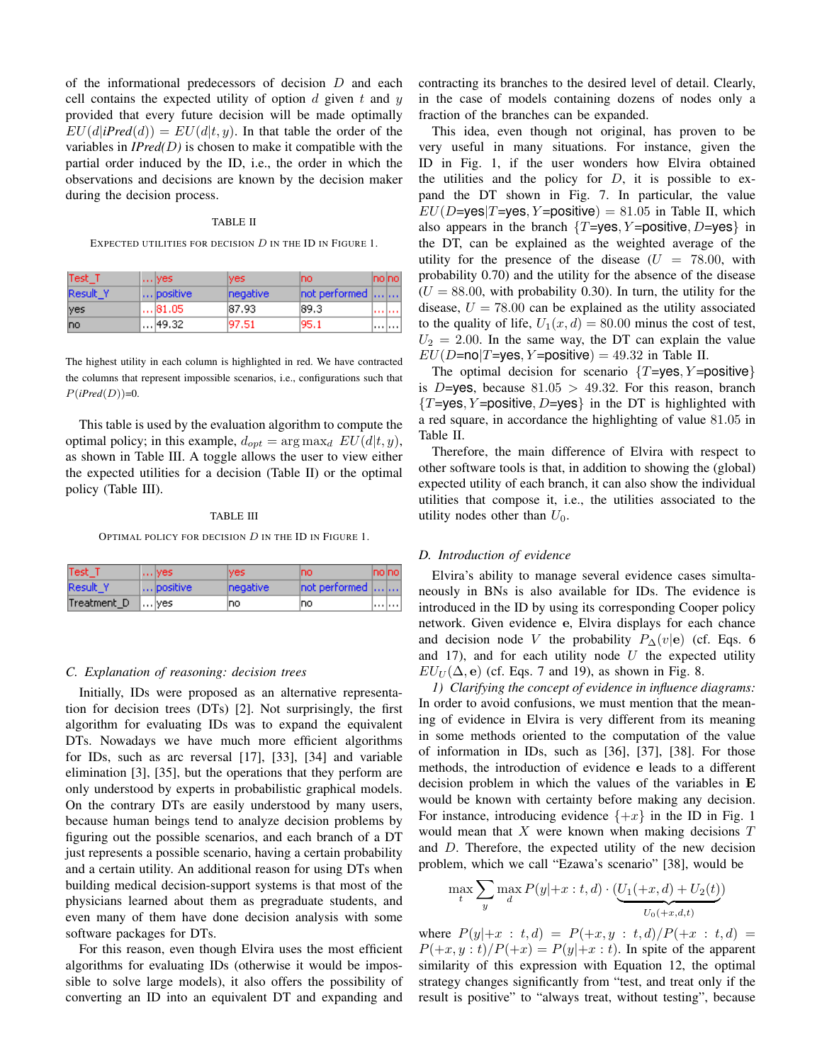of the informational predecessors of decision $D$ and each cell contains the expected utility of option $d$ given $t$ and $y$ provided that every future decision will be made optimally $EU(d|iPred(d)) = EU(d|t, y)$. In that table the order of the variables in *IPred(D)* is chosen to make it compatible with the partial order induced by the ID, i.e., the order in which the observations and decisions are known by the decision maker during the decision process.

TABLE II

EXPECTED UTILITIES FOR DECISION $D$ IN THE ID IN FIGURE 1.

| Test_T | ... | yes | yes | no | no | no |
|---|---|---|---|---|---|---|
| Result_Y | ... | positive | negative | not performed | ... | ... |
| yes | ... | 81.05 | 87.93 | 89.3 | ... | ... |
| no | ... | 49.32 | 97.51 | 95.1 | ... | ... |

The highest utility in each column is highlighted in red. We have contracted the columns that represent impossible scenarios, i.e., configurations such that $P(iPred(D))$=0.

This table is used by the evaluation algorithm to compute the optimal policy; in this example, $d_{opt} = \arg\max_d EU(d|t, y)$, as shown in Table III. A toggle allows the user to view either the expected utilities for a decision (Table II) or the optimal policy (Table III).

TABLE III

OPTIMAL POLICY FOR DECISION $D$ IN THE ID IN FIGURE 1.

| Test_T | ... | yes | yes | no | no | no |
|---|---|---|---|---|---|---|
| Result_Y | ... | positive | negative | not performed | ... | ... |
| Treatment_D | ... | yes | no | no | ... | ... |

### C. Explanation of reasoning: decision trees

Initially, IDs were proposed as an alternative representation for decision trees (DTs) [2]. Not surprisingly, the first algorithm for evaluating IDs was to expand the equivalent DTs. Nowadays we have much more efficient algorithms for IDs, such as arc reversal [17], [33], [34] and variable elimination [3], [35], but the operations that they perform are only understood by experts in probabilistic graphical models. On the contrary DTs are easily understood by many users, because human beings tend to analyze decision problems by figuring out the possible scenarios, and each branch of a DT just represents a possible scenario, having a certain probability and a certain utility. An additional reason for using DTs when building medical decision-support systems is that most of the physicians learned about them as pregraduate students, and even many of them have done decision analysis with some software packages for DTs.

For this reason, even though Elvira uses the most efficient algorithms for evaluating IDs (otherwise it would be impossible to solve large models), it also offers the possibility of converting an ID into an equivalent DT and expanding and contracting its branches to the desired level of detail. Clearly, in the case of models containing dozens of nodes only a fraction of the branches can be expanded.

This idea, even though not original, has proven to be very useful in many situations. For instance, given the ID in Fig. 1, if the user wonders how Elvira obtained the utilities and the policy for $D$, it is possible to expand the DT shown in Fig. 7. In particular, the value $EU(D\text{=yes}|T\text{=yes}, Y\text{=positive}) = 81.05$ in Table II, which also appears in the branch $\{T\text{=yes}, Y\text{=positive}, D\text{=yes}\}$ in the DT, can be explained as the weighted average of the utility for the presence of the disease ($U = 78.00$, with probability 0.70) and the utility for the absence of the disease ($U = 88.00$, with probability 0.30). In turn, the utility for the disease, $U = 78.00$ can be explained as the utility associated to the quality of life, $U_1(x, d) = 80.00$ minus the cost of test, $U_2 = 2.00$. In the same way, the DT can explain the value $EU(D\text{=no}|T\text{=yes}, Y\text{=positive}) = 49.32$ in Table II.

The optimal decision for scenario $\{T\text{=yes}, Y\text{=positive}\}$ is $D$=yes, because $81.05 > 49.32$. For this reason, branch $\{T\text{=yes}, Y\text{=positive}, D\text{=yes}\}$ in the DT is highlighted with a red square, in accordance the highlighting of value 81.05 in Table II.

Therefore, the main difference of Elvira with respect to other software tools is that, in addition to showing the (global) expected utility of each branch, it can also show the individual utilities that compose it, i.e., the utilities associated to the utility nodes other than $U_0$.

### D. Introduction of evidence

Elvira's ability to manage several evidence cases simultaneously in BNs is also available for IDs. The evidence is introduced in the ID by using its corresponding Cooper policy network. Given evidence $\mathbf{e}$, Elvira displays for each chance and decision node $V$ the probability $P_\Delta(v|\mathbf{e})$ (cf. Eqs. 6 and 17), and for each utility node $U$ the expected utility $EU_U(\Delta, \mathbf{e})$ (cf. Eqs. 7 and 19), as shown in Fig. 8.

*1) Clarifying the concept of evidence in influence diagrams:* In order to avoid confusions, we must mention that the meaning of evidence in Elvira is very different from its meaning in some methods oriented to the computation of the value of information in IDs, such as [36], [37], [38]. For those methods, the introduction of evidence $\mathbf{e}$ leads to a different decision problem in which the values of the variables in $\mathbf{E}$ would be known with certainty before making any decision. For instance, introducing evidence $\{+x\}$ in the ID in Fig. 1 would mean that $X$ were known when making decisions $T$ and $D$. Therefore, the expected utility of the new decision problem, which we call "Ezawa's scenario" [38], would be

$$\max_t \sum_y \max_d P(y|+x:t,d) \cdot \underbrace{(U_1(+x,d) + U_2(t))}_{U_0(+x,d,t)}$$

where $P(y|+x : t, d) = P(+x, y : t, d)/P(+x : t, d) = P(+x, y : t)/P(+x) = P(y|+x : t)$. In spite of the apparent similarity of this expression with Equation 12, the optimal strategy changes significantly from "test, and treat only if the result is positive" to "always treat, without testing", because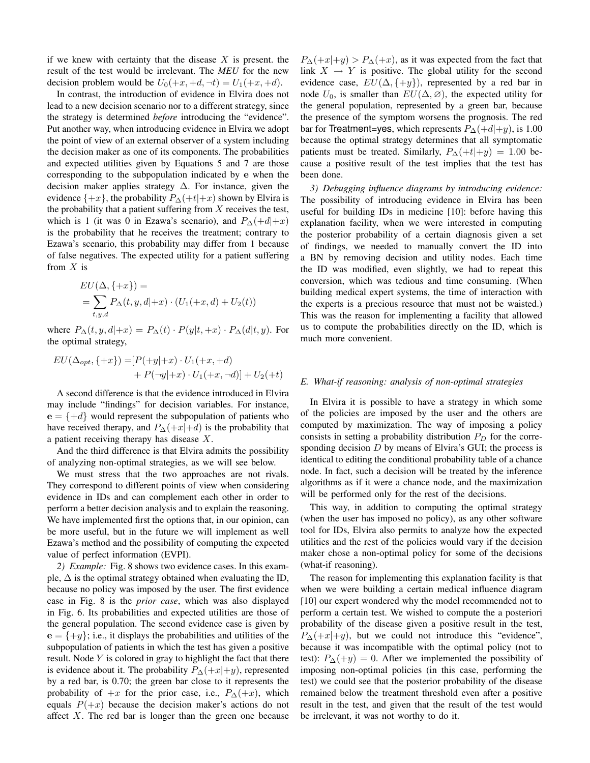if we knew with certainty that the disease $X$ is present. the result of the test would be irrelevant. The *MEU* for the new decision problem would be $U_0(+x, +d, \neg t) = U_1(+x, +d)$.

In contrast, the introduction of evidence in Elvira does not lead to a new decision scenario nor to a different strategy, since the strategy is determined *before* introducing the "evidence". Put another way, when introducing evidence in Elvira we adopt the point of view of an external observer of a system including the decision maker as one of its components. The probabilities and expected utilities given by Equations 5 and 7 are those corresponding to the subpopulation indicated by $\mathbf{e}$ when the decision maker applies strategy $\Delta$. For instance, given the evidence $\{+x\}$, the probability $P_\Delta(+t|+x)$ shown by Elvira is the probability that a patient suffering from $X$ receives the test, which is 1 (it was 0 in Ezawa's scenario), and $P_\Delta(+d|+x)$ is the probability that he receives the treatment; contrary to Ezawa's scenario, this probability may differ from 1 because of false negatives. The expected utility for a patient suffering from $X$ is

$$
\begin{aligned}
&EU(\Delta, \{+x\}) = \\
&= \sum_{t,y,d} P_\Delta(t, y, d|+x) \cdot (U_1(+x, d) + U_2(t))
\end{aligned}
$$

where $P_\Delta(t, y, d|+x) = P_\Delta(t) \cdot P(y|t, +x) \cdot P_\Delta(d|t, y)$. For the optimal strategy,

$$
\begin{aligned}
EU(\Delta_{opt}, \{+x\}) = &[P(+y|+x) \cdot U_1(+x, +d) \\
&+ P(\neg y|+x) \cdot U_1(+x, \neg d)] + U_2(+t)
\end{aligned}
$$

A second difference is that the evidence introduced in Elvira may include "findings" for decision variables. For instance, $\mathbf{e} = \{+d\}$ would represent the subpopulation of patients who have received therapy, and $P_\Delta(+x|+d)$ is the probability that a patient receiving therapy has disease $X$.

And the third difference is that Elvira admits the possibility of analyzing non-optimal strategies, as we will see below.

We must stress that the two approaches are not rivals. They correspond to different points of view when considering evidence in IDs and can complement each other in order to perform a better decision analysis and to explain the reasoning. We have implemented first the options that, in our opinion, can be more useful, but in the future we will implement as well Ezawa's method and the possibility of computing the expected value of perfect information (EVPI).

*2) Example:* Fig. 8 shows two evidence cases. In this example, $\Delta$ is the optimal strategy obtained when evaluating the ID, because no policy was imposed by the user. The first evidence case in Fig. 8 is the *prior case*, which was also displayed in Fig. 6. Its probabilities and expected utilities are those of the general population. The second evidence case is given by $\mathbf{e} = \{+y\}$; i.e., it displays the probabilities and utilities of the subpopulation of patients in which the test has given a positive result. Node $Y$ is colored in gray to highlight the fact that there is evidence about it. The probability $P_\Delta(+x|+y)$, represented by a red bar, is 0.70; the green bar close to it represents the probability of $+x$ for the prior case, i.e., $P_\Delta(+x)$, which equals $P(+x)$ because the decision maker's actions do not affect $X$. The red bar is longer than the green one because $P_\Delta(+x|+y) > P_\Delta(+x)$, as it was expected from the fact that link $X \rightarrow Y$ is positive. The global utility for the second evidence case, $EU(\Delta, \{+y\})$, represented by a red bar in node $U_0$, is smaller than $EU(\Delta, \varnothing)$, the expected utility for the general population, represented by a green bar, because the presence of the symptom worsens the prognosis. The red bar for Treatment=yes, which represents $P_\Delta(+d|+y)$, is 1.00 because the optimal strategy determines that all symptomatic patients must be treated. Similarly, $P_\Delta(+t|+y) = 1.00$ because a positive result of the test implies that the test has been done.

*3) Debugging influence diagrams by introducing evidence:* The possibility of introducing evidence in Elvira has been useful for building IDs in medicine [10]: before having this explanation facility, when we were interested in computing the posterior probability of a certain diagnosis given a set of findings, we needed to manually convert the ID into a BN by removing decision and utility nodes. Each time the ID was modified, even slightly, we had to repeat this conversion, which was tedious and time consuming. (When building medical expert systems, the time of interaction with the experts is a precious resource that must not be waisted.) This was the reason for implementing a facility that allowed us to compute the probabilities directly on the ID, which is much more convenient.

### E. What-if reasoning: analysis of non-optimal strategies

In Elvira it is possible to have a strategy in which some of the policies are imposed by the user and the others are computed by maximization. The way of imposing a policy consists in setting a probability distribution $P_D$ for the corresponding decision $D$ by means of Elvira's GUI; the process is identical to editing the conditional probability table of a chance node. In fact, such a decision will be treated by the inference algorithms as if it were a chance node, and the maximization will be performed only for the rest of the decisions.

This way, in addition to computing the optimal strategy (when the user has imposed no policy), as any other software tool for IDs, Elvira also permits to analyze how the expected utilities and the rest of the policies would vary if the decision maker chose a non-optimal policy for some of the decisions (what-if reasoning).

The reason for implementing this explanation facility is that when we were building a certain medical influence diagram [10] our expert wondered why the model recommended not to perform a certain test. We wished to compute the a posteriori probability of the disease given a positive result in the test, $P_\Delta(+x|+y)$, but we could not introduce this "evidence", because it was incompatible with the optimal policy (not to test): $P_\Delta(+y) = 0$. After we implemented the possibility of imposing non-optimal policies (in this case, performing the test) we could see that the posterior probability of the disease remained below the treatment threshold even after a positive result in the test, and given that the result of the test would be irrelevant, it was not worthy to do it.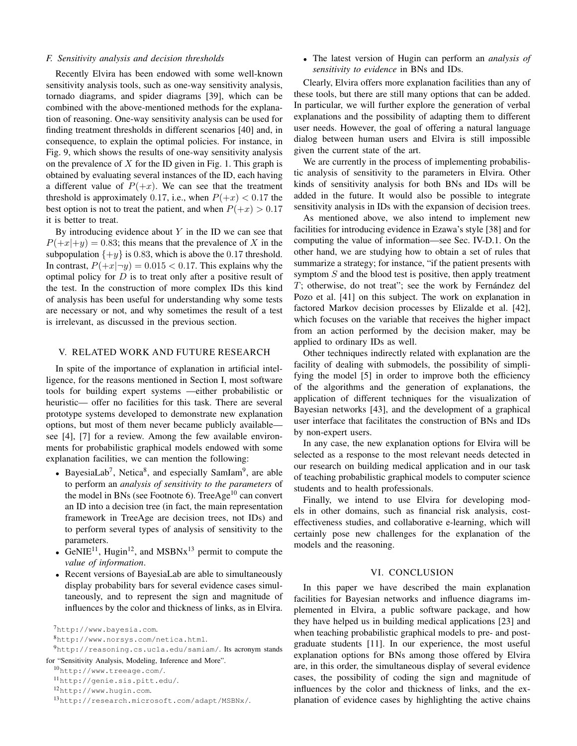### F. Sensitivity analysis and decision thresholds

Recently Elvira has been endowed with some well-known sensitivity analysis tools, such as one-way sensitivity analysis, tornado diagrams, and spider diagrams [39], which can be combined with the above-mentioned methods for the explanation of reasoning. One-way sensitivity analysis can be used for finding treatment thresholds in different scenarios [40] and, in consequence, to explain the optimal policies. For instance, in Fig. 9, which shows the results of one-way sensitivity analysis on the prevalence of $X$ for the ID given in Fig. 1. This graph is obtained by evaluating several instances of the ID, each having a different value of $P(+x)$. We can see that the treatment threshold is approximately 0.17, i.e., when $P(+x) < 0.17$ the best option is not to treat the patient, and when $P(+x) > 0.17$ it is better to treat.

By introducing evidence about $Y$ in the ID we can see that $P(+x|+y) = 0.83$; this means that the prevalence of $X$ in the subpopulation $\{+y\}$ is 0.83, which is above the 0.17 threshold. In contrast, $P(+x|\neg y) = 0.015 < 0.17$. This explains why the optimal policy for $D$ is to treat only after a positive result of the test. In the construction of more complex IDs this kind of analysis has been useful for understanding why some tests are necessary or not, and why sometimes the result of a test is irrelevant, as discussed in the previous section.

## V. Related Work and Future Research

In spite of the importance of explanation in artificial intelligence, for the reasons mentioned in Section I, most software tools for building expert systems —either probabilistic or heuristic— offer no facilities for this task. There are several prototype systems developed to demonstrate new explanation options, but most of them never became publicly available—see [4], [7] for a review. Among the few available environments for probabilistic graphical models endowed with some explanation facilities, we can mention the following:

- BayesiaLab[7], Netica[8], and especially SamIam[9], are able to perform an *analysis of sensitivity to the parameters* of the model in BNs (see Footnote 6). TreeAge[10] can convert an ID into a decision tree (in fact, the main representation framework in TreeAge are decision trees, not IDs) and to perform several types of analysis of sensitivity to the parameters.
- GeNIE[11], Hugin[12], and MSBNx[13] permit to compute the *value of information*.
- Recent versions of BayesiaLab are able to simultaneously display probability bars for several evidence cases simultaneously, and to represent the sign and magnitude of influences by the color and thickness of links, as in Elvira.
- The latest version of Hugin can perform an *analysis of sensitivity to evidence* in BNs and IDs.

Clearly, Elvira offers more explanation facilities than any of these tools, but there are still many options that can be added. In particular, we will further explore the generation of verbal explanations and the possibility of adapting them to different user needs. However, the goal of offering a natural language dialog between human users and Elvira is still impossible given the current state of the art.

We are currently in the process of implementing probabilistic analysis of sensitivity to the parameters in Elvira. Other kinds of sensitivity analysis for both BNs and IDs will be added in the future. It would also be possible to integrate sensitivity analysis in IDs with the expansion of decision trees.

As mentioned above, we also intend to implement new facilities for introducing evidence in Ezawa's style [38] and for computing the value of information—see Sec. IV-D.1. On the other hand, we are studying how to obtain a set of rules that summarize a strategy; for instance, "if the patient presents with symptom $S$ and the blood test is positive, then apply treatment $T$; otherwise, do not treat"; see the work by Fernández del Pozo et al. [41] on this subject. The work on explanation in factored Markov decision processes by Elizalde et al. [42], which focuses on the variable that receives the higher impact from an action performed by the decision maker, may be applied to ordinary IDs as well.

Other techniques indirectly related with explanation are the facility of dealing with submodels, the possibility of simplifying the model [5] in order to improve both the efficiency of the algorithms and the generation of explanations, the application of different techniques for the visualization of Bayesian networks [43], and the development of a graphical user interface that facilitates the construction of BNs and IDs by non-expert users.

In any case, the new explanation options for Elvira will be selected as a response to the most relevant needs detected in our research on building medical application and in our task of teaching probabilistic graphical models to computer science students and to health professionals.

Finally, we intend to use Elvira for developing models in other domains, such as financial risk analysis, cost-effectiveness studies, and collaborative e-learning, which will certainly pose new challenges for the explanation of the models and the reasoning.

## VI. Conclusion

In this paper we have described the main explanation facilities for Bayesian networks and influence diagrams implemented in Elvira, a public software package, and how they have helped us in building medical applications [23] and when teaching probabilistic graphical models to pre- and postgraduate students [11]. In our experience, the most useful explanation options for BNs among those offered by Elvira are, in this order, the simultaneous display of several evidence cases, the possibility of coding the sign and magnitude of influences by the color and thickness of links, and the explanation of evidence cases by highlighting the active chains

---

[7] http://www.bayesia.com.

[8] http://www.norsys.com/netica.html.

[9] http://reasoning.cs.ucla.edu/samiam/. Its acronym stands for "Sensitivity Analysis, Modeling, Inference and More".

[10] http://www.treeage.com/.

[11] http://genie.sis.pitt.edu/.

[12] http://www.hugin.com.

[13] http://research.microsoft.com/adapt/MSBNx/.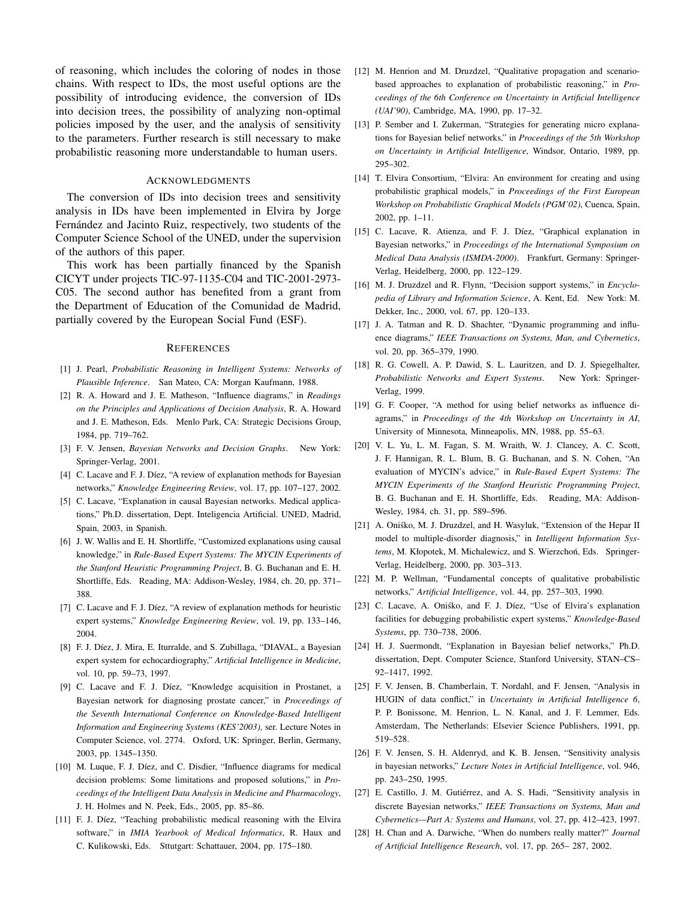of reasoning, which includes the coloring of nodes in those chains. With respect to IDs, the most useful options are the possibility of introducing evidence, the conversion of IDs into decision trees, the possibility of analyzing non-optimal policies imposed by the user, and the analysis of sensitivity to the parameters. Further research is still necessary to make probabilistic reasoning more understandable to human users.

## Acknowledgments

The conversion of IDs into decision trees and sensitivity analysis in IDs have been implemented in Elvira by Jorge Fernández and Jacinto Ruiz, respectively, two students of the Computer Science School of the UNED, under the supervision of the authors of this paper.

This work has been partially financed by the Spanish CICYT under projects TIC-97-1135-C04 and TIC-2001-2973-C05. The second author has benefited from a grant from the Department of Education of the Comunidad de Madrid, partially covered by the European Social Fund (ESF).

## References

[1] J. Pearl, *Probabilistic Reasoning in Intelligent Systems: Networks of Plausible Inference*. San Mateo, CA: Morgan Kaufmann, 1988.

[2] R. A. Howard and J. E. Matheson, "Influence diagrams," in *Readings on the Principles and Applications of Decision Analysis*, R. A. Howard and J. E. Matheson, Eds. Menlo Park, CA: Strategic Decisions Group, 1984, pp. 719–762.

[3] F. V. Jensen, *Bayesian Networks and Decision Graphs*. New York: Springer-Verlag, 2001.

[4] C. Lacave and F. J. Díez, "A review of explanation methods for Bayesian networks," *Knowledge Engineering Review*, vol. 17, pp. 107–127, 2002.

[5] C. Lacave, "Explanation in causal Bayesian networks. Medical applications," Ph.D. dissertation, Dept. Inteligencia Artificial. UNED, Madrid, Spain, 2003, in Spanish.

[6] J. W. Wallis and E. H. Shortliffe, "Customized explanations using causal knowledge," in *Rule-Based Expert Systems: The MYCIN Experiments of the Stanford Heuristic Programming Project*, B. G. Buchanan and E. H. Shortliffe, Eds. Reading, MA: Addison-Wesley, 1984, ch. 20, pp. 371–388.

[7] C. Lacave and F. J. Díez, "A review of explanation methods for heuristic expert systems," *Knowledge Engineering Review*, vol. 19, pp. 133–146, 2004.

[8] F. J. Díez, J. Mira, E. Iturralde, and S. Zubillaga, "DIAVAL, a Bayesian expert system for echocardiography," *Artificial Intelligence in Medicine*, vol. 10, pp. 59–73, 1997.

[9] C. Lacave and F. J. Díez, "Knowledge acquisition in Prostanet, a Bayesian network for diagnosing prostate cancer," in *Proceedings of the Seventh International Conference on Knowledge-Based Intelligent Information and Engineering Systems (KES'2003)*, ser. Lecture Notes in Computer Science, vol. 2774. Oxford, UK: Springer, Berlin, Germany, 2003, pp. 1345–1350.

[10] M. Luque, F. J. Díez, and C. Disdier, "Influence diagrams for medical decision problems: Some limitations and proposed solutions," in *Proceedings of the Intelligent Data Analysis in Medicine and Pharmacology*, J. H. Holmes and N. Peek, Eds., 2005, pp. 85–86.

[11] F. J. Díez, "Teaching probabilistic medical reasoning with the Elvira software," in *IMIA Yearbook of Medical Informatics*, R. Haux and C. Kulikowski, Eds. Sttutgart: Schattauer, 2004, pp. 175–180.

[12] M. Henrion and M. Druzdzel, "Qualitative propagation and scenario-based approaches to explanation of probabilistic reasoning," in *Proceedings of the 6th Conference on Uncertainty in Artificial Intelligence (UAI'90)*, Cambridge, MA, 1990, pp. 17–32.

[13] P. Sember and I. Zukerman, "Strategies for generating micro explanations for Bayesian belief networks," in *Proceedings of the 5th Workshop on Uncertainty in Artificial Intelligence*, Windsor, Ontario, 1989, pp. 295–302.

[14] T. Elvira Consortium, "Elvira: An environment for creating and using probabilistic graphical models," in *Proceedings of the First European Workshop on Probabilistic Graphical Models (PGM'02)*, Cuenca, Spain, 2002, pp. 1–11.

[15] C. Lacave, R. Atienza, and F. J. Díez, "Graphical explanation in Bayesian networks," in *Proceedings of the International Symposium on Medical Data Analysis (ISMDA-2000)*. Frankfurt, Germany: Springer-Verlag, Heidelberg, 2000, pp. 122–129.

[16] M. J. Druzdzel and R. Flynn, "Decision support systems," in *Encyclopedia of Library and Information Science*, A. Kent, Ed. New York: M. Dekker, Inc., 2000, vol. 67, pp. 120–133.

[17] J. A. Tatman and R. D. Shachter, "Dynamic programming and influence diagrams," *IEEE Transactions on Systems, Man, and Cybernetics*, vol. 20, pp. 365–379, 1990.

[18] R. G. Cowell, A. P. Dawid, S. L. Lauritzen, and D. J. Spiegelhalter, *Probabilistic Networks and Expert Systems*. New York: Springer-Verlag, 1999.

[19] G. F. Cooper, "A method for using belief networks as influence diagrams," in *Proceedings of the 4th Workshop on Uncertainty in AI*, University of Minnesota, Minneapolis, MN, 1988, pp. 55–63.

[20] V. L. Yu, L. M. Fagan, S. M. Wraith, W. J. Clancey, A. C. Scott, J. F. Hannigan, R. L. Blum, B. G. Buchanan, and S. N. Cohen, "An evaluation of MYCIN's advice," in *Rule-Based Expert Systems: The MYCIN Experiments of the Stanford Heuristic Programming Project*, B. G. Buchanan and E. H. Shortliffe, Eds. Reading, MA: Addison-Wesley, 1984, ch. 31, pp. 589–596.

[21] A. Oniśko, M. J. Druzdzel, and H. Wasyluk, "Extension of the Hepar II model to multiple-disorder diagnosis," in *Intelligent Information Systems*, M. Kłopotek, M. Michalewicz, and S. Wierzchoń, Eds. Springer-Verlag, Heidelberg, 2000, pp. 303–313.

[22] M. P. Wellman, "Fundamental concepts of qualitative probabilistic networks," *Artificial Intelligence*, vol. 44, pp. 257–303, 1990.

[23] C. Lacave, A. Oniśko, and F. J. Díez, "Use of Elvira's explanation facilities for debugging probabilistic expert systems," *Knowledge-Based Systems*, pp. 730–738, 2006.

[24] H. J. Suermondt, "Explanation in Bayesian belief networks," Ph.D. dissertation, Dept. Computer Science, Stanford University, STAN–CS–92–1417, 1992.

[25] F. V. Jensen, B. Chamberlain, T. Nordahl, and F. Jensen, "Analysis in HUGIN of data conflict," in *Uncertainty in Artificial Intelligence 6*, P. P. Bonissone, M. Henrion, L. N. Kanal, and J. F. Lemmer, Eds. Amsterdam, The Netherlands: Elsevier Science Publishers, 1991, pp. 519–528.

[26] F. V. Jensen, S. H. Aldenryd, and K. B. Jensen, "Sensitivity analysis in bayesian networks," *Lecture Notes in Artificial Intelligence*, vol. 946, pp. 243–250, 1995.

[27] E. Castillo, J. M. Gutiérrez, and A. S. Hadi, "Sensitivity analysis in discrete Bayesian networks," *IEEE Transactions on Systems, Man and Cybernetics—Part A: Systems and Humans*, vol. 27, pp. 412–423, 1997.

[28] H. Chan and A. Darwiche, "When do numbers really matter?" *Journal of Artificial Intelligence Research*, vol. 17, pp. 265– 287, 2002.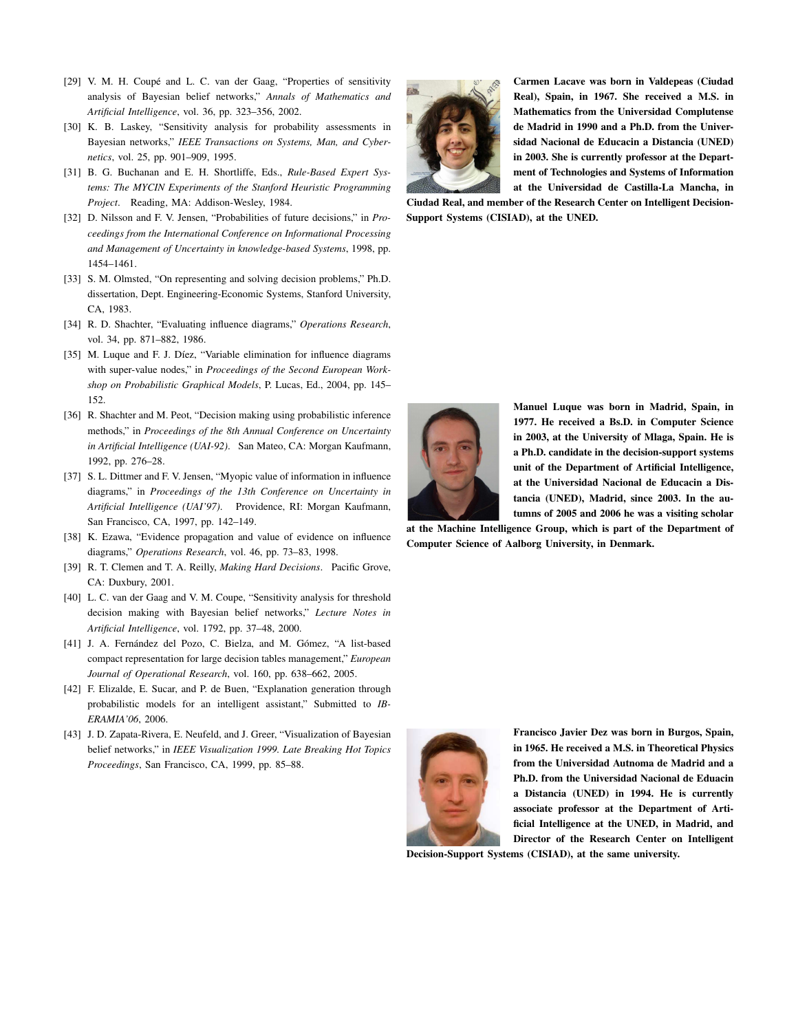[29] V. M. H. Coupé and L. C. van der Gaag, "Properties of sensitivity analysis of Bayesian belief networks," *Annals of Mathematics and Artificial Intelligence*, vol. 36, pp. 323–356, 2002.

[30] K. B. Laskey, "Sensitivity analysis for probability assessments in Bayesian networks," *IEEE Transactions on Systems, Man, and Cybernetics*, vol. 25, pp. 901–909, 1995.

[31] B. G. Buchanan and E. H. Shortliffe, Eds., *Rule-Based Expert Systems: The MYCIN Experiments of the Stanford Heuristic Programming Project*. Reading, MA: Addison-Wesley, 1984.

[32] D. Nilsson and F. V. Jensen, "Probabilities of future decisions," in *Proceedings from the International Conference on Informational Processing and Management of Uncertainty in knowledge-based Systems*, 1998, pp. 1454–1461.

[33] S. M. Olmsted, "On representing and solving decision problems," Ph.D. dissertation, Dept. Engineering-Economic Systems, Stanford University, CA, 1983.

[34] R. D. Shachter, "Evaluating influence diagrams," *Operations Research*, vol. 34, pp. 871–882, 1986.

[35] M. Luque and F. J. Díez, "Variable elimination for influence diagrams with super-value nodes," in *Proceedings of the Second European Workshop on Probabilistic Graphical Models*, P. Lucas, Ed., 2004, pp. 145–152.

[36] R. Shachter and M. Peot, "Decision making using probabilistic inference methods," in *Proceedings of the 8th Annual Conference on Uncertainty in Artificial Intelligence (UAI-92)*. San Mateo, CA: Morgan Kaufmann, 1992, pp. 276–28.

[37] S. L. Dittmer and F. V. Jensen, "Myopic value of information in influence diagrams," in *Proceedings of the 13th Conference on Uncertainty in Artificial Intelligence (UAI'97)*. Providence, RI: Morgan Kaufmann, San Francisco, CA, 1997, pp. 142–149.

[38] K. Ezawa, "Evidence propagation and value of evidence on influence diagrams," *Operations Research*, vol. 46, pp. 73–83, 1998.

[39] R. T. Clemen and T. A. Reilly, *Making Hard Decisions*. Pacific Grove, CA: Duxbury, 2001.

[40] L. C. van der Gaag and V. M. Coupe, "Sensitivity analysis for threshold decision making with Bayesian belief networks," *Lecture Notes in Artificial Intelligence*, vol. 1792, pp. 37–48, 2000.

[41] J. A. Fernández del Pozo, C. Bielza, and M. Gómez, "A list-based compact representation for large decision tables management," *European Journal of Operational Research*, vol. 160, pp. 638–662, 2005.

[42] F. Elizalde, E. Sucar, and P. de Buen, "Explanation generation through probabilistic models for an intelligent assistant," Submitted to *IBERAMIA'06*, 2006.

[43] J. D. Zapata-Rivera, E. Neufeld, and J. Greer, "Visualization of Bayesian belief networks," in *IEEE Visualization 1999. Late Breaking Hot Topics Proceedings*, San Francisco, CA, 1999, pp. 85–88.

**Carmen Lacave was born in Valdepeas (Ciudad Real), Spain, in 1967. She received a M.S. in Mathematics from the Universidad Complutense de Madrid in 1990 and a Ph.D. from the Universidad Nacional de Educacin a Distancia (UNED) in 2003. She is currently professor at the Department of Technologies and Systems of Information at the Universidad de Castilla-La Mancha, in Ciudad Real, and member of the Research Center on Intelligent Decision-Support Systems (CISIAD), at the UNED.**

**Manuel Luque was born in Madrid, Spain, in 1977. He received a Bs.D. in Computer Science in 2003, at the University of Mlaga, Spain. He is a Ph.D. candidate in the decision-support systems unit of the Department of Artificial Intelligence, at the Universidad Nacional de Educacin a Distancia (UNED), Madrid, since 2003. In the autumns of 2005 and 2006 he was a visiting scholar at the Machine Intelligence Group, which is part of the Department of Computer Science of Aalborg University, in Denmark.**

**Francisco Javier Dez was born in Burgos, Spain, in 1965. He received a M.S. in Theoretical Physics from the Universidad Autnoma de Madrid and a Ph.D. from the Universidad Nacional de Eduacin a Distancia (UNED) in 1994. He is currently associate professor at the Department of Artificial Intelligence at the UNED, in Madrid, and Director of the Research Center on Intelligent Decision-Support Systems (CISIAD), at the same university.**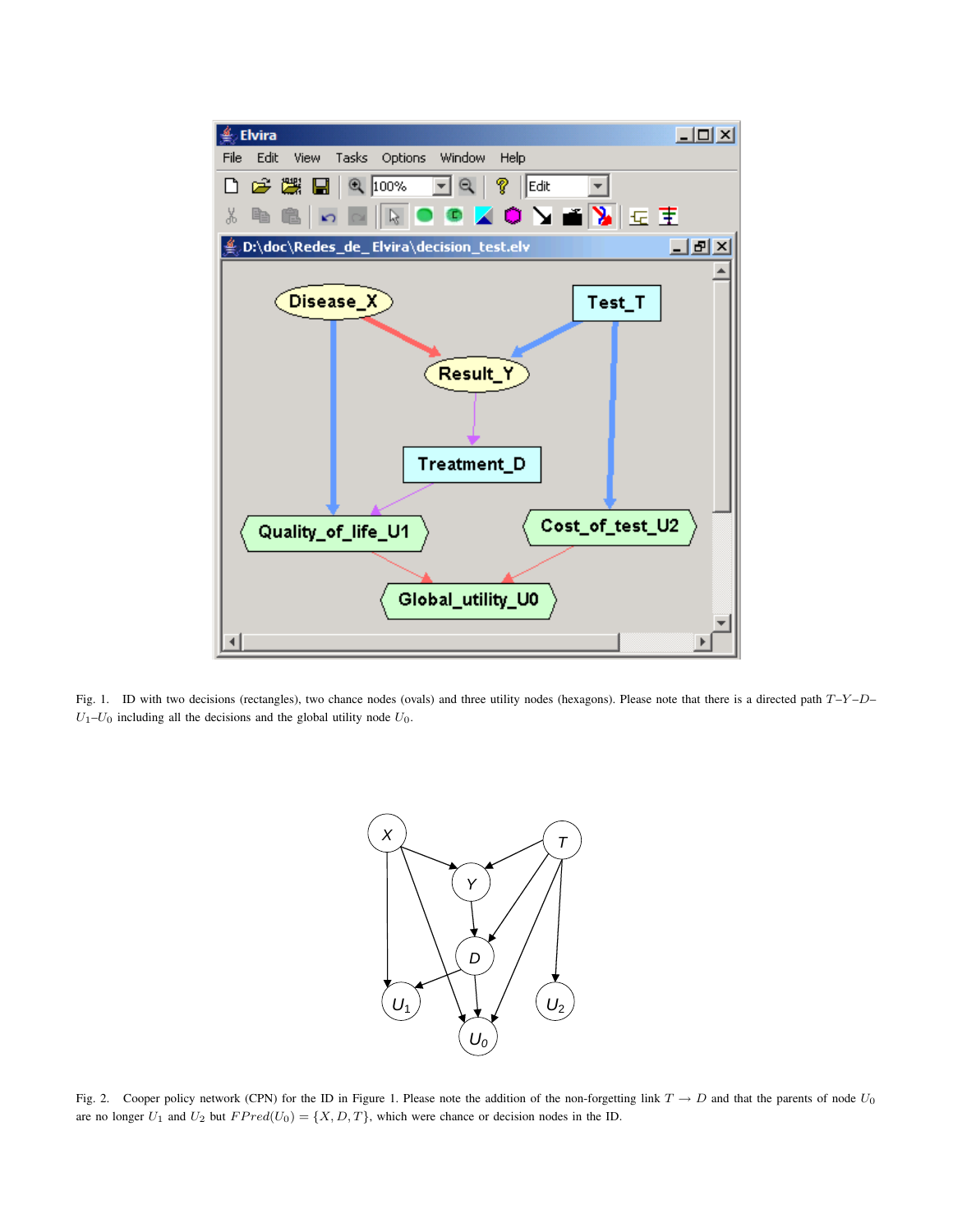Fig. 1. ID with two decisions (rectangles), two chance nodes (ovals) and three utility nodes (hexagons). Please note that there is a directed path $T$–$Y$–$D$–$U_1$–$U_0$ including all the decisions and the global utility node $U_0$.

Fig. 2. Cooper policy network (CPN) for the ID in Figure 1. Please note the addition of the non-forgetting link $T \rightarrow D$ and that the parents of node $U_0$ are no longer $U_1$ and $U_2$ but $FPred(U_0) = \{X, D, T\}$, which were chance or decision nodes in the ID.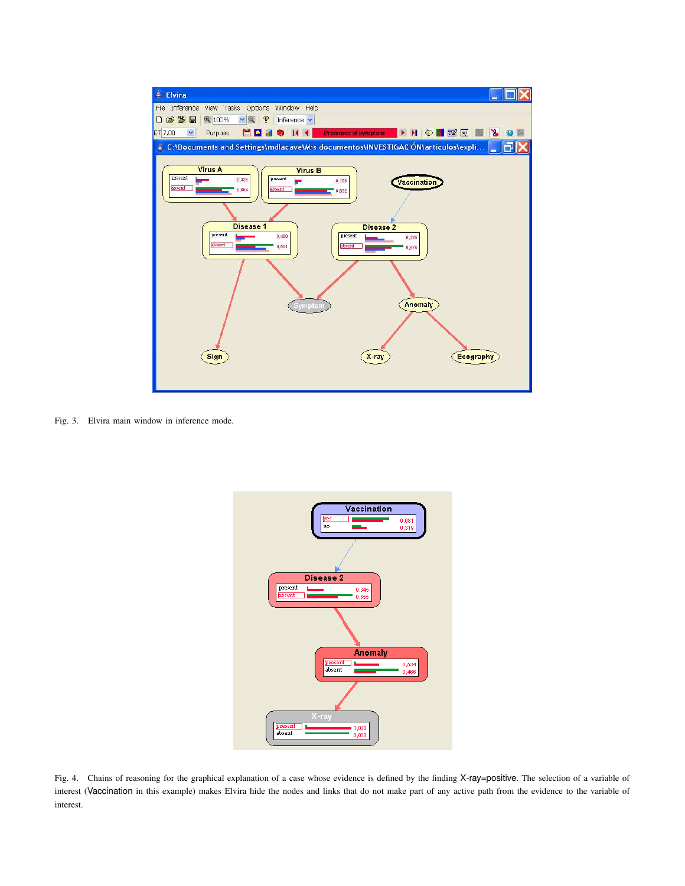Fig. 3. Elvira main window in inference mode.

Fig. 4. Chains of reasoning for the graphical explanation of a case whose evidence is defined by the finding X-ray=positive. The selection of a variable of interest (Vaccination in this example) makes Elvira hide the nodes and links that do not make part of any active path from the evidence to the variable of interest.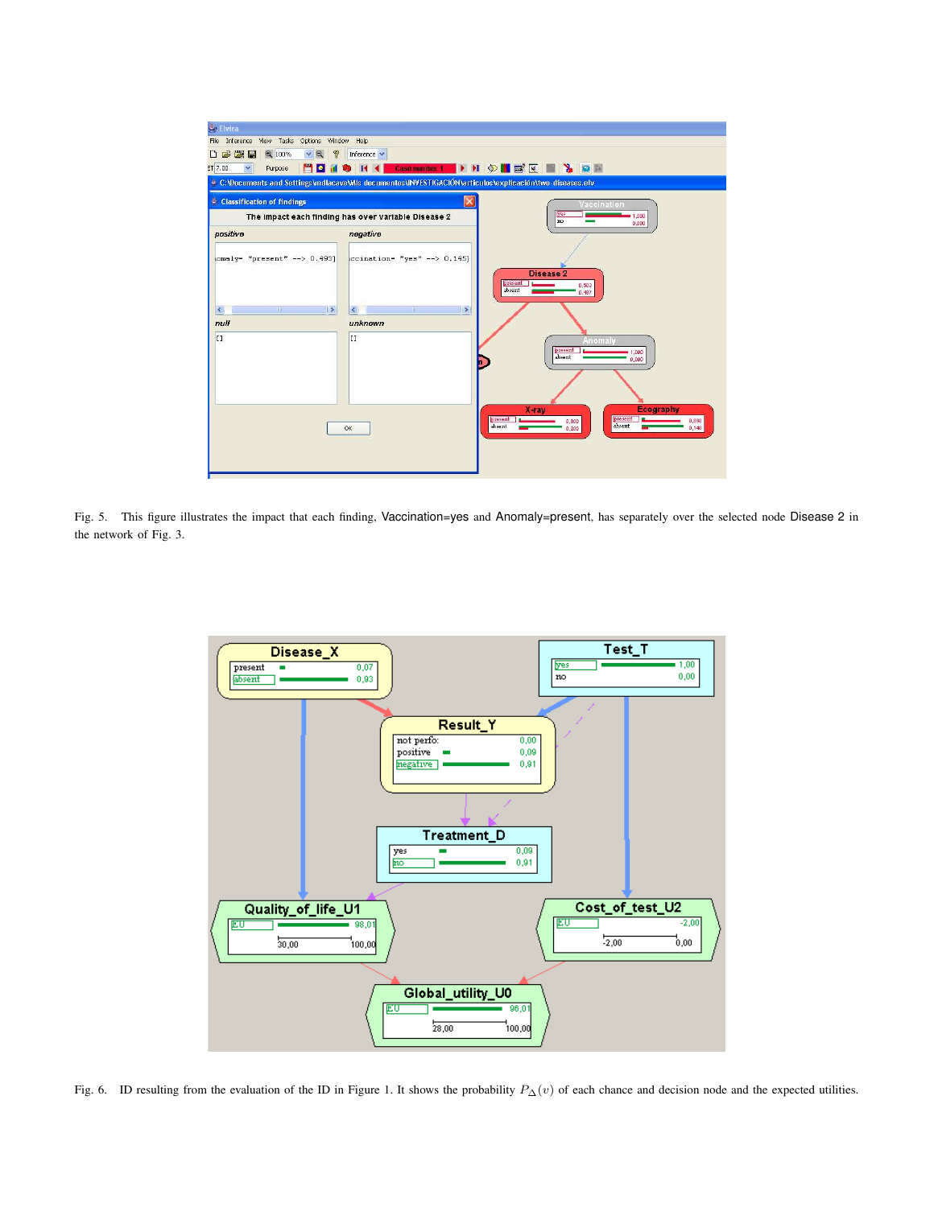Fig. 5. This figure illustrates the impact that each finding, Vaccination=yes and Anomaly=present, has separately over the selected node Disease 2 in the network of Fig. 3.

Fig. 6. ID resulting from the evaluation of the ID in Figure 1. It shows the probability $P_{\Delta}(v)$ of each chance and decision node and the expected utilities.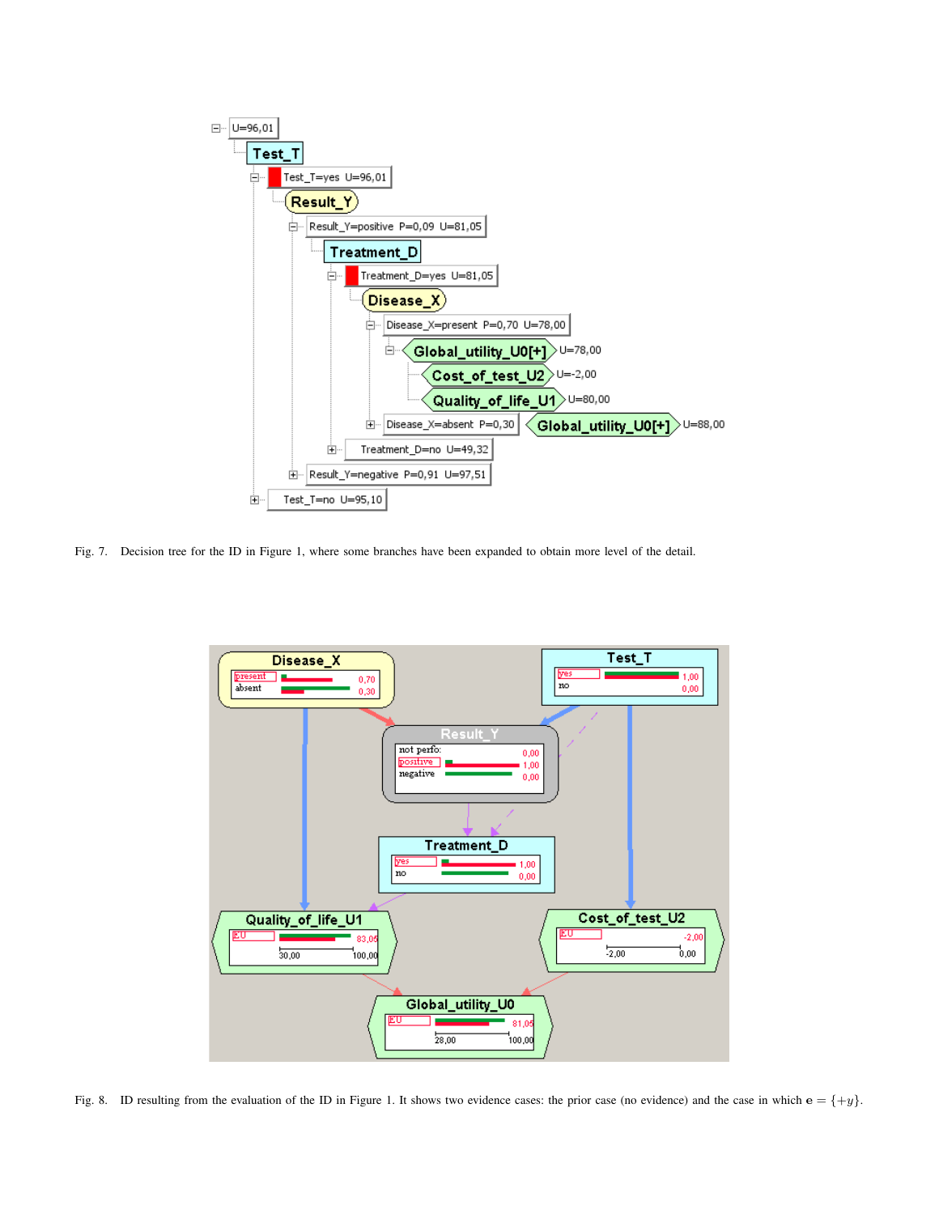Fig. 7. Decision tree for the ID in Figure 1, where some branches have been expanded to obtain more level of the detail.

Fig. 8. ID resulting from the evaluation of the ID in Figure 1. It shows two evidence cases: the prior case (no evidence) and the case in which $\mathbf{e} = \{+y\}$.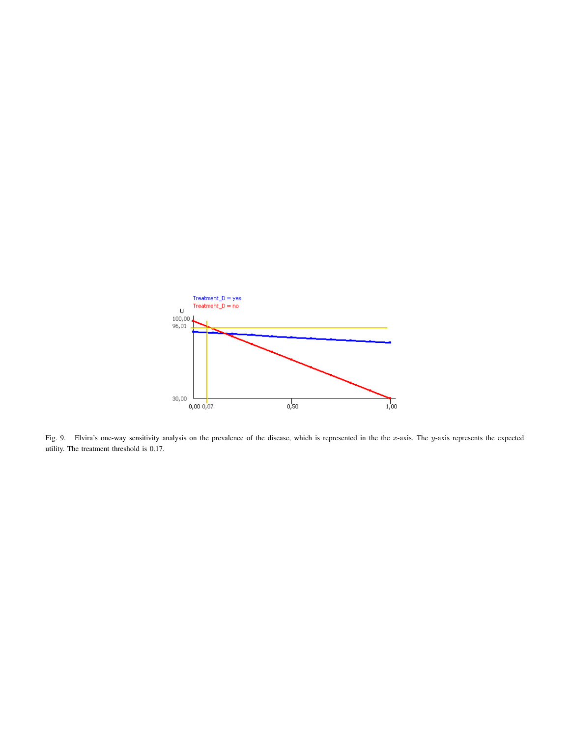Treatment_D = yes

Treatment_D = no

U

100,00

96,01

30,00

0,00 0,07

0,50

1,00

Fig. 9. Elvira's one-way sensitivity analysis on the prevalence of the disease, which is represented in the the $x$-axis. The $y$-axis represents the expected utility. The treatment threshold is 0.17.